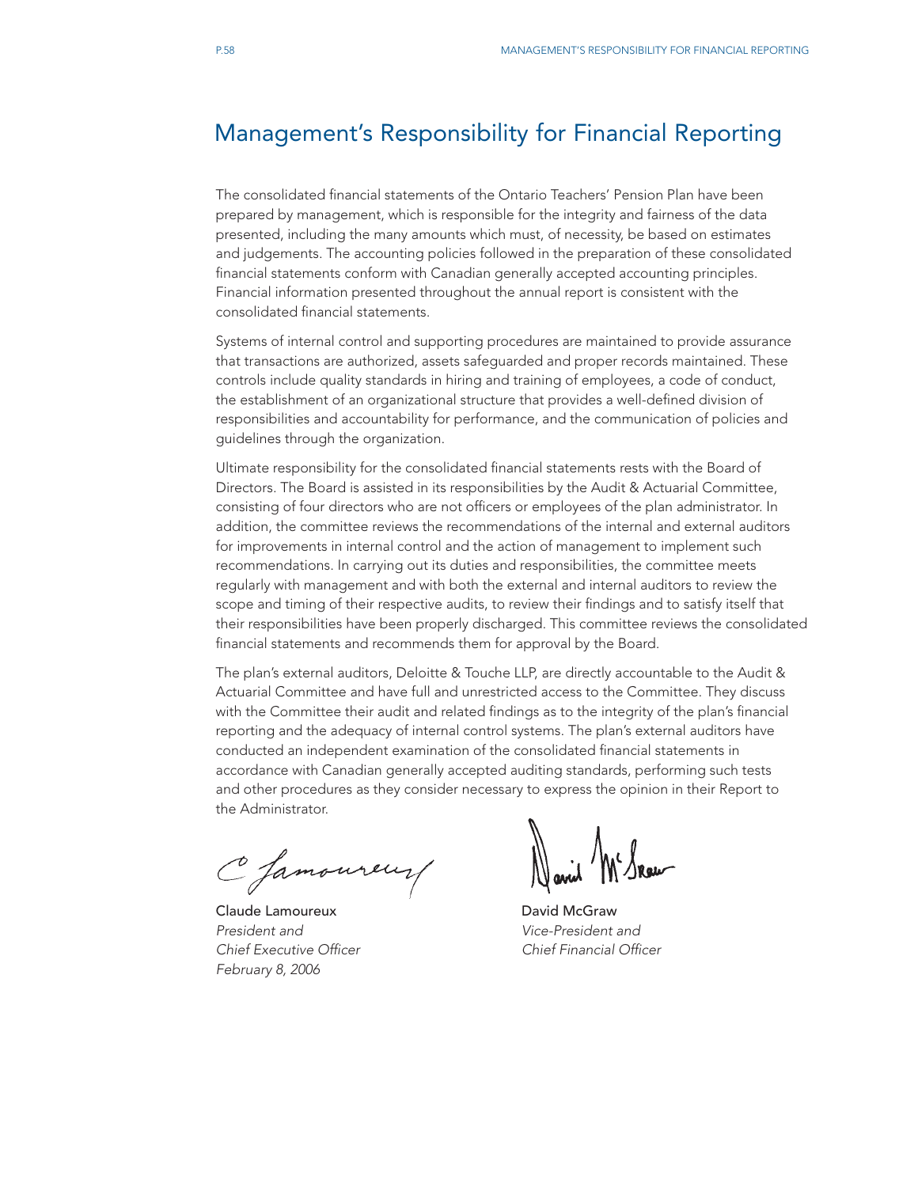# Management's Responsibility for Financial Reporting

The consolidated financial statements of the Ontario Teachers' Pension Plan have been prepared by management, which is responsible for the integrity and fairness of the data presented, including the many amounts which must, of necessity, be based on estimates and judgements. The accounting policies followed in the preparation of these consolidated financial statements conform with Canadian generally accepted accounting principles. Financial information presented throughout the annual report is consistent with the consolidated financial statements.

Systems of internal control and supporting procedures are maintained to provide assurance that transactions are authorized, assets safeguarded and proper records maintained. These controls include quality standards in hiring and training of employees, a code of conduct, the establishment of an organizational structure that provides a well-defined division of responsibilities and accountability for performance, and the communication of policies and guidelines through the organization.

Ultimate responsibility for the consolidated financial statements rests with the Board of Directors. The Board is assisted in its responsibilities by the Audit & Actuarial Committee, consisting of four directors who are not officers or employees of the plan administrator. In addition, the committee reviews the recommendations of the internal and external auditors for improvements in internal control and the action of management to implement such recommendations. In carrying out its duties and responsibilities, the committee meets regularly with management and with both the external and internal auditors to review the scope and timing of their respective audits, to review their findings and to satisfy itself that their responsibilities have been properly discharged. This committee reviews the consolidated financial statements and recommends them for approval by the Board.

The plan's external auditors, Deloitte & Touche LLP, are directly accountable to the Audit & Actuarial Committee and have full and unrestricted access to the Committee. They discuss with the Committee their audit and related findings as to the integrity of the plan's financial reporting and the adequacy of internal control systems. The plan's external auditors have conducted an independent examination of the consolidated financial statements in accordance with Canadian generally accepted auditing standards, performing such tests and other procedures as they consider necessary to express the opinion in their Report to the Administrator.

**Claude Lamoureux**
*President and*
*Chief Executive Officer*
*February 8, 2006*

**David McGraw**
*Vice-President and*
*Chief Financial Officer*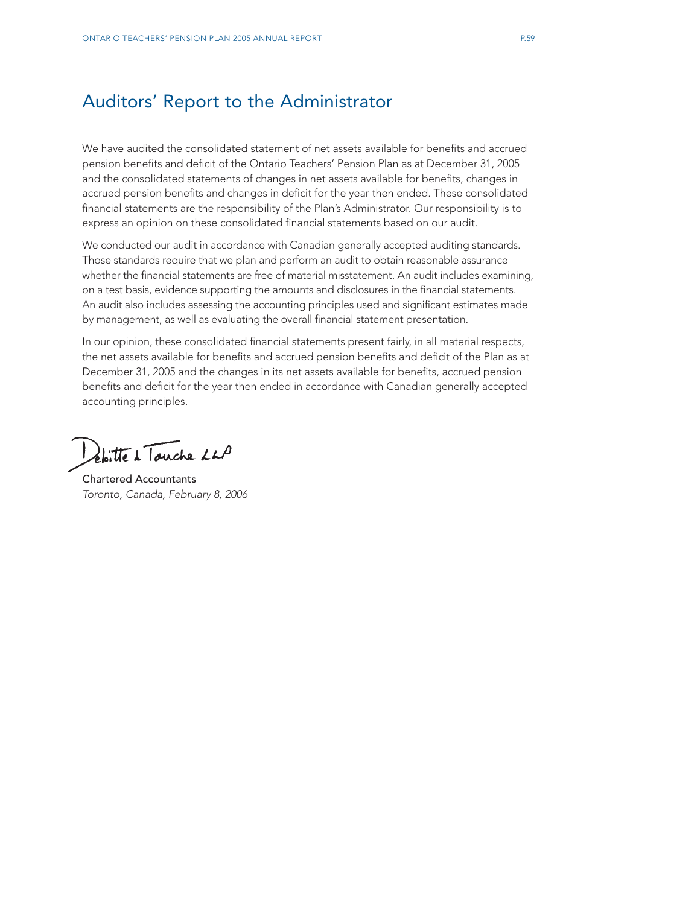# Auditors' Report to the Administrator

We have audited the consolidated statement of net assets available for benefits and accrued pension benefits and deficit of the Ontario Teachers' Pension Plan as at December 31, 2005 and the consolidated statements of changes in net assets available for benefits, changes in accrued pension benefits and changes in deficit for the year then ended. These consolidated financial statements are the responsibility of the Plan's Administrator. Our responsibility is to express an opinion on these consolidated financial statements based on our audit.

We conducted our audit in accordance with Canadian generally accepted auditing standards. Those standards require that we plan and perform an audit to obtain reasonable assurance whether the financial statements are free of material misstatement. An audit includes examining, on a test basis, evidence supporting the amounts and disclosures in the financial statements. An audit also includes assessing the accounting principles used and significant estimates made by management, as well as evaluating the overall financial statement presentation.

In our opinion, these consolidated financial statements present fairly, in all material respects, the net assets available for benefits and accrued pension benefits and deficit of the Plan as at December 31, 2005 and the changes in its net assets available for benefits, accrued pension benefits and deficit for the year then ended in accordance with Canadian generally accepted accounting principles.

Deloitte & Touche LLP

Chartered Accountants

*Toronto, Canada, February 8, 2006*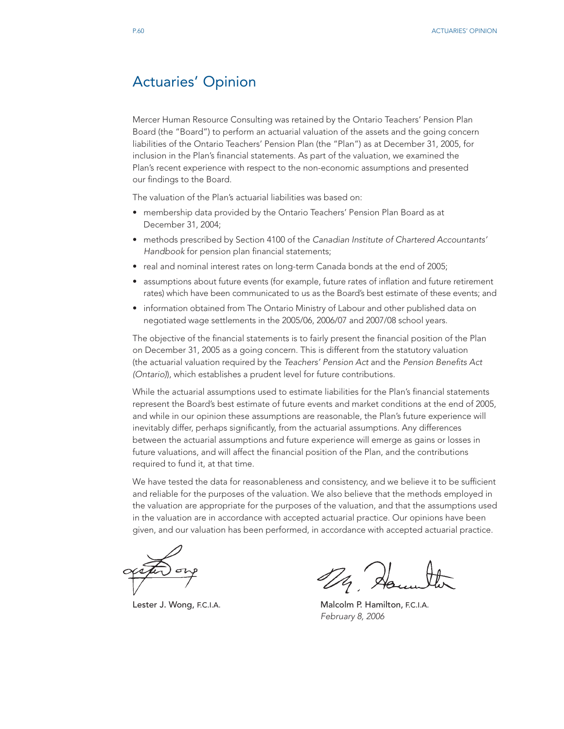# Actuaries' Opinion

Mercer Human Resource Consulting was retained by the Ontario Teachers' Pension Plan Board (the "Board") to perform an actuarial valuation of the assets and the going concern liabilities of the Ontario Teachers' Pension Plan (the "Plan") as at December 31, 2005, for inclusion in the Plan's financial statements. As part of the valuation, we examined the Plan's recent experience with respect to the non-economic assumptions and presented our findings to the Board.

The valuation of the Plan's actuarial liabilities was based on:

- membership data provided by the Ontario Teachers' Pension Plan Board as at December 31, 2004;
- methods prescribed by Section 4100 of the *Canadian Institute of Chartered Accountants' Handbook* for pension plan financial statements;
- real and nominal interest rates on long-term Canada bonds at the end of 2005;
- assumptions about future events (for example, future rates of inflation and future retirement rates) which have been communicated to us as the Board's best estimate of these events; and
- information obtained from The Ontario Ministry of Labour and other published data on negotiated wage settlements in the 2005/06, 2006/07 and 2007/08 school years.

The objective of the financial statements is to fairly present the financial position of the Plan on December 31, 2005 as a going concern. This is different from the statutory valuation (the actuarial valuation required by the *Teachers' Pension Act* and the *Pension Benefits Act (Ontario)*), which establishes a prudent level for future contributions.

While the actuarial assumptions used to estimate liabilities for the Plan's financial statements represent the Board's best estimate of future events and market conditions at the end of 2005, and while in our opinion these assumptions are reasonable, the Plan's future experience will inevitably differ, perhaps significantly, from the actuarial assumptions. Any differences between the actuarial assumptions and future experience will emerge as gains or losses in future valuations, and will affect the financial position of the Plan, and the contributions required to fund it, at that time.

We have tested the data for reasonableness and consistency, and we believe it to be sufficient and reliable for the purposes of the valuation. We also believe that the methods employed in the valuation are appropriate for the purposes of the valuation, and that the assumptions used in the valuation are in accordance with accepted actuarial practice. Our opinions have been given, and our valuation has been performed, in accordance with accepted actuarial practice.

Lester J. Wong, F.C.I.A.

Malcolm P. Hamilton, F.C.I.A.
*February 8, 2006*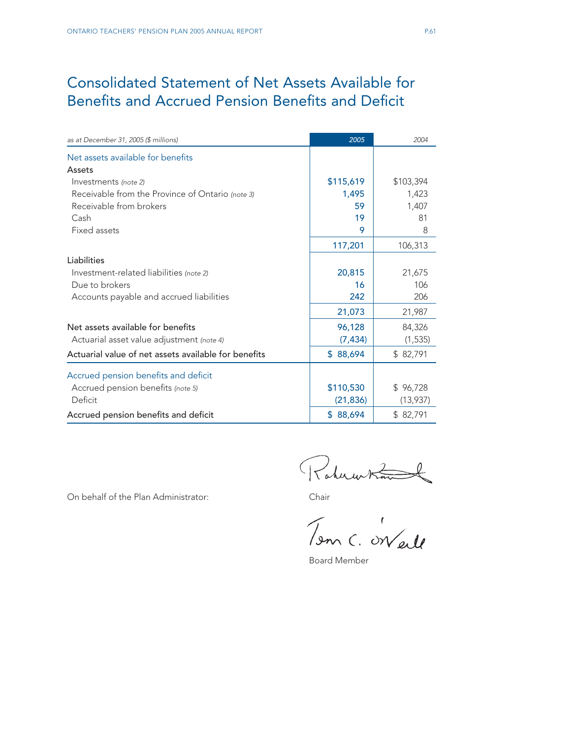# Consolidated Statement of Net Assets Available for Benefits and Accrued Pension Benefits and Deficit

| *as at December 31, 2005 ($ millions)* | *2005* | *2004* |
|---|---|---|
| Net assets available for benefits | | |
| **Assets** | | |
| Investments *(note 2)* | $115,619 | $103,394 |
| Receivable from the Province of Ontario *(note 3)* | 1,495 | 1,423 |
| Receivable from brokers | 59 | 1,407 |
| Cash | 19 | 81 |
| Fixed assets | 9 | 8 |
| | 117,201 | 106,313 |
| **Liabilities** | | |
| Investment-related liabilities *(note 2)* | 20,815 | 21,675 |
| Due to brokers | 16 | 106 |
| Accounts payable and accrued liabilities | 242 | 206 |
| | 21,073 | 21,987 |
| Net assets available for benefits | 96,128 | 84,326 |
| Actuarial asset value adjustment *(note 4)* | (7,434) | (1,535) |
| **Actuarial value of net assets available for benefits** | $ 88,694 | $ 82,791 |
| Accrued pension benefits and deficit | | |
| Accrued pension benefits *(note 5)* | $110,530 | $ 96,728 |
| Deficit | (21,836) | (13,937) |
| **Accrued pension benefits and deficit** | $ 88,694 | $ 82,791 |

On behalf of the Plan Administrator:

Chair

Board Member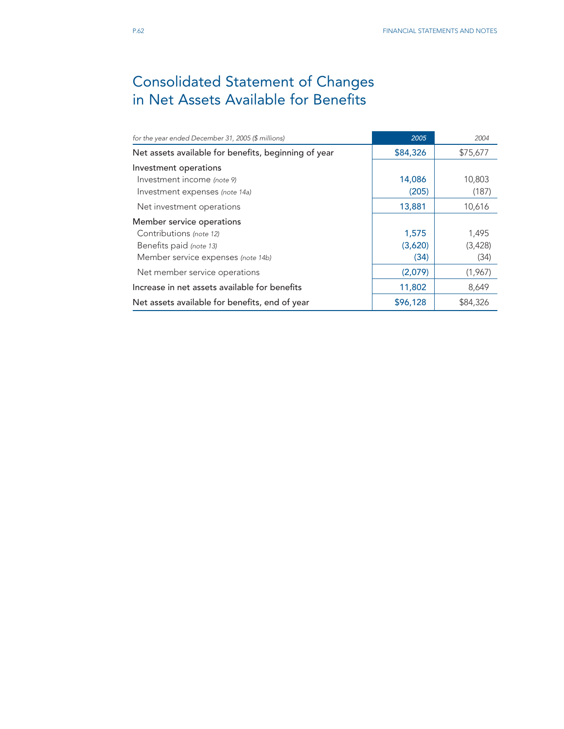# Consolidated Statement of Changes in Net Assets Available for Benefits

| *for the year ended December 31, 2005 ($ millions)* | *2005* | *2004* |
|---|---|---|
| Net assets available for benefits, beginning of year | $84,326 | $75,677 |
| Investment operations | | |
| Investment income *(note 9)* | 14,086 | 10,803 |
| Investment expenses *(note 14a)* | (205) | (187) |
| Net investment operations | 13,881 | 10,616 |
| Member service operations | | |
| Contributions *(note 12)* | 1,575 | 1,495 |
| Benefits paid *(note 13)* | (3,620) | (3,428) |
| Member service expenses *(note 14b)* | (34) | (34) |
| Net member service operations | (2,079) | (1,967) |
| Increase in net assets available for benefits | 11,802 | 8,649 |
| Net assets available for benefits, end of year | $96,128 | $84,326 |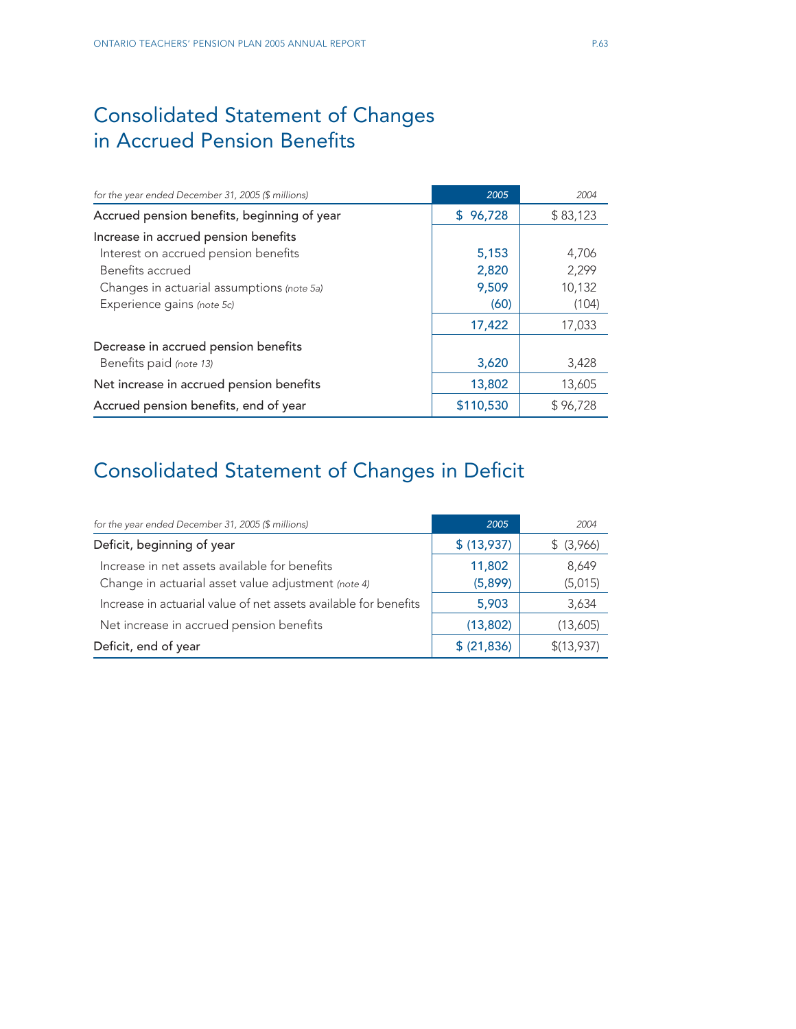# Consolidated Statement of Changes in Accrued Pension Benefits

| *for the year ended December 31, 2005 ($ millions)* | *2005* | *2004* |
|---|---|---|
| Accrued pension benefits, beginning of year | $ 96,728 | $ 83,123 |
| Increase in accrued pension benefits | | |
| Interest on accrued pension benefits | 5,153 | 4,706 |
| Benefits accrued | 2,820 | 2,299 |
| Changes in actuarial assumptions *(note 5a)* | 9,509 | 10,132 |
| Experience gains *(note 5c)* | (60) | (104) |
| | 17,422 | 17,033 |
| Decrease in accrued pension benefits | | |
| Benefits paid *(note 13)* | 3,620 | 3,428 |
| Net increase in accrued pension benefits | 13,802 | 13,605 |
| Accrued pension benefits, end of year | $110,530 | $ 96,728 |

# Consolidated Statement of Changes in Deficit

| *for the year ended December 31, 2005 ($ millions)* | *2005* | *2004* |
|---|---|---|
| Deficit, beginning of year | $ (13,937) | $ (3,966) |
| Increase in net assets available for benefits | 11,802 | 8,649 |
| Change in actuarial asset value adjustment *(note 4)* | (5,899) | (5,015) |
| Increase in actuarial value of net assets available for benefits | 5,903 | 3,634 |
| Net increase in accrued pension benefits | (13,802) | (13,605) |
| Deficit, end of year | $ (21,836) | $(13,937) |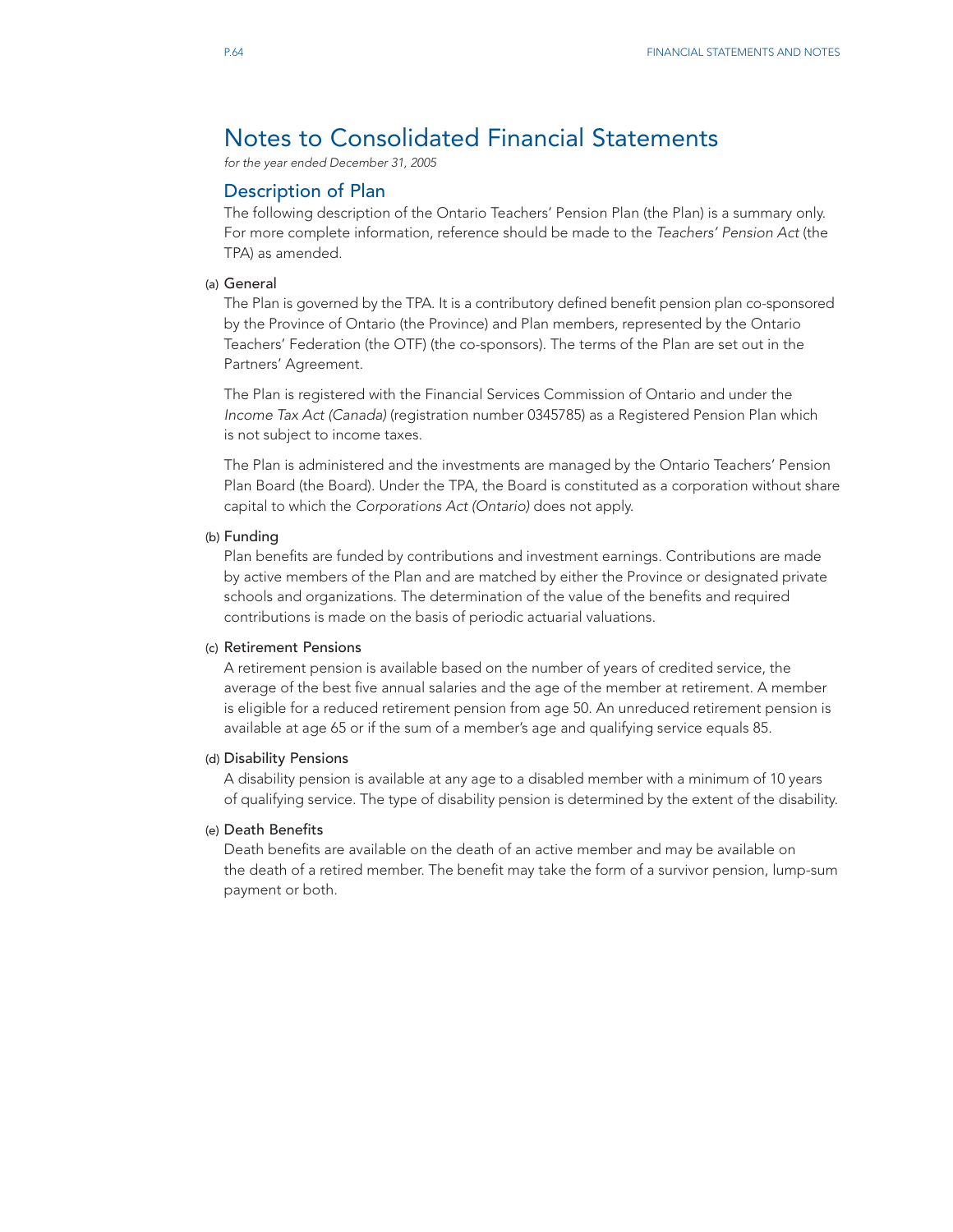# Notes to Consolidated Financial Statements

*for the year ended December 31, 2005*

## Description of Plan

The following description of the Ontario Teachers' Pension Plan (the Plan) is a summary only. For more complete information, reference should be made to the *Teachers' Pension Act* (the TPA) as amended.

### (a) General

The Plan is governed by the TPA. It is a contributory defined benefit pension plan co-sponsored by the Province of Ontario (the Province) and Plan members, represented by the Ontario Teachers' Federation (the OTF) (the co-sponsors). The terms of the Plan are set out in the Partners' Agreement.

The Plan is registered with the Financial Services Commission of Ontario and under the *Income Tax Act (Canada)* (registration number 0345785) as a Registered Pension Plan which is not subject to income taxes.

The Plan is administered and the investments are managed by the Ontario Teachers' Pension Plan Board (the Board). Under the TPA, the Board is constituted as a corporation without share capital to which the *Corporations Act (Ontario)* does not apply.

### (b) Funding

Plan benefits are funded by contributions and investment earnings. Contributions are made by active members of the Plan and are matched by either the Province or designated private schools and organizations. The determination of the value of the benefits and required contributions is made on the basis of periodic actuarial valuations.

### (c) Retirement Pensions

A retirement pension is available based on the number of years of credited service, the average of the best five annual salaries and the age of the member at retirement. A member is eligible for a reduced retirement pension from age 50. An unreduced retirement pension is available at age 65 or if the sum of a member's age and qualifying service equals 85.

### (d) Disability Pensions

A disability pension is available at any age to a disabled member with a minimum of 10 years of qualifying service. The type of disability pension is determined by the extent of the disability.

### (e) Death Benefits

Death benefits are available on the death of an active member and may be available on the death of a retired member. The benefit may take the form of a survivor pension, lump-sum payment or both.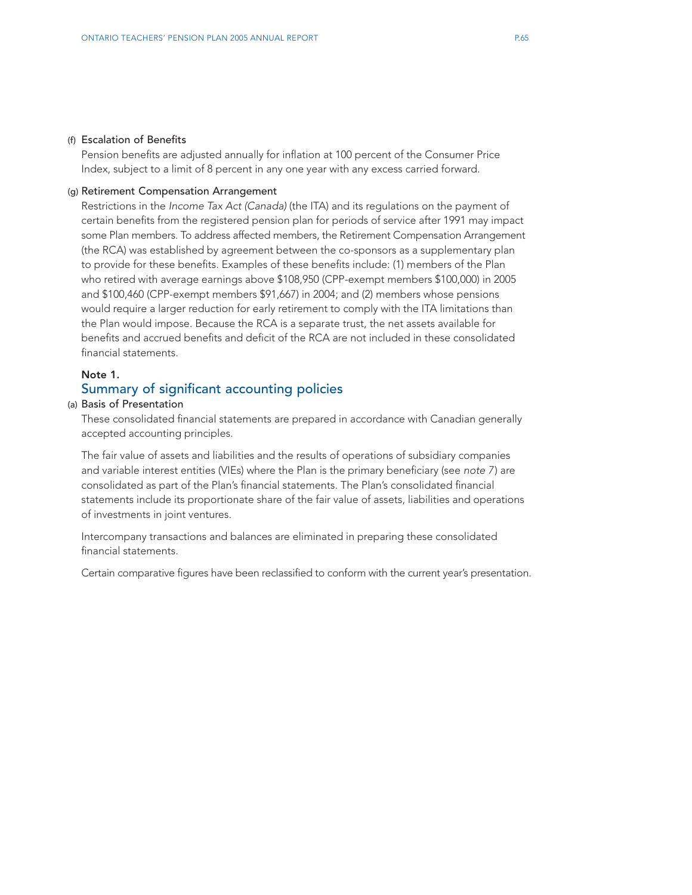(f) Escalation of Benefits

Pension benefits are adjusted annually for inflation at 100 percent of the Consumer Price Index, subject to a limit of 8 percent in any one year with any excess carried forward.

(g) Retirement Compensation Arrangement

Restrictions in the *Income Tax Act (Canada)* (the ITA) and its regulations on the payment of certain benefits from the registered pension plan for periods of service after 1991 may impact some Plan members. To address affected members, the Retirement Compensation Arrangement (the RCA) was established by agreement between the co-sponsors as a supplementary plan to provide for these benefits. Examples of these benefits include: (1) members of the Plan who retired with average earnings above $108,950 (CPP-exempt members $100,000) in 2005 and $100,460 (CPP-exempt members $91,667) in 2004; and (2) members whose pensions would require a larger reduction for early retirement to comply with the ITA limitations than the Plan would impose. Because the RCA is a separate trust, the net assets available for benefits and accrued benefits and deficit of the RCA are not included in these consolidated financial statements.

**Note 1.**

## Summary of significant accounting policies

(a) Basis of Presentation

These consolidated financial statements are prepared in accordance with Canadian generally accepted accounting principles.

The fair value of assets and liabilities and the results of operations of subsidiary companies and variable interest entities (VIEs) where the Plan is the primary beneficiary (see *note 7*) are consolidated as part of the Plan's financial statements. The Plan's consolidated financial statements include its proportionate share of the fair value of assets, liabilities and operations of investments in joint ventures.

Intercompany transactions and balances are eliminated in preparing these consolidated financial statements.

Certain comparative figures have been reclassified to conform with the current year's presentation.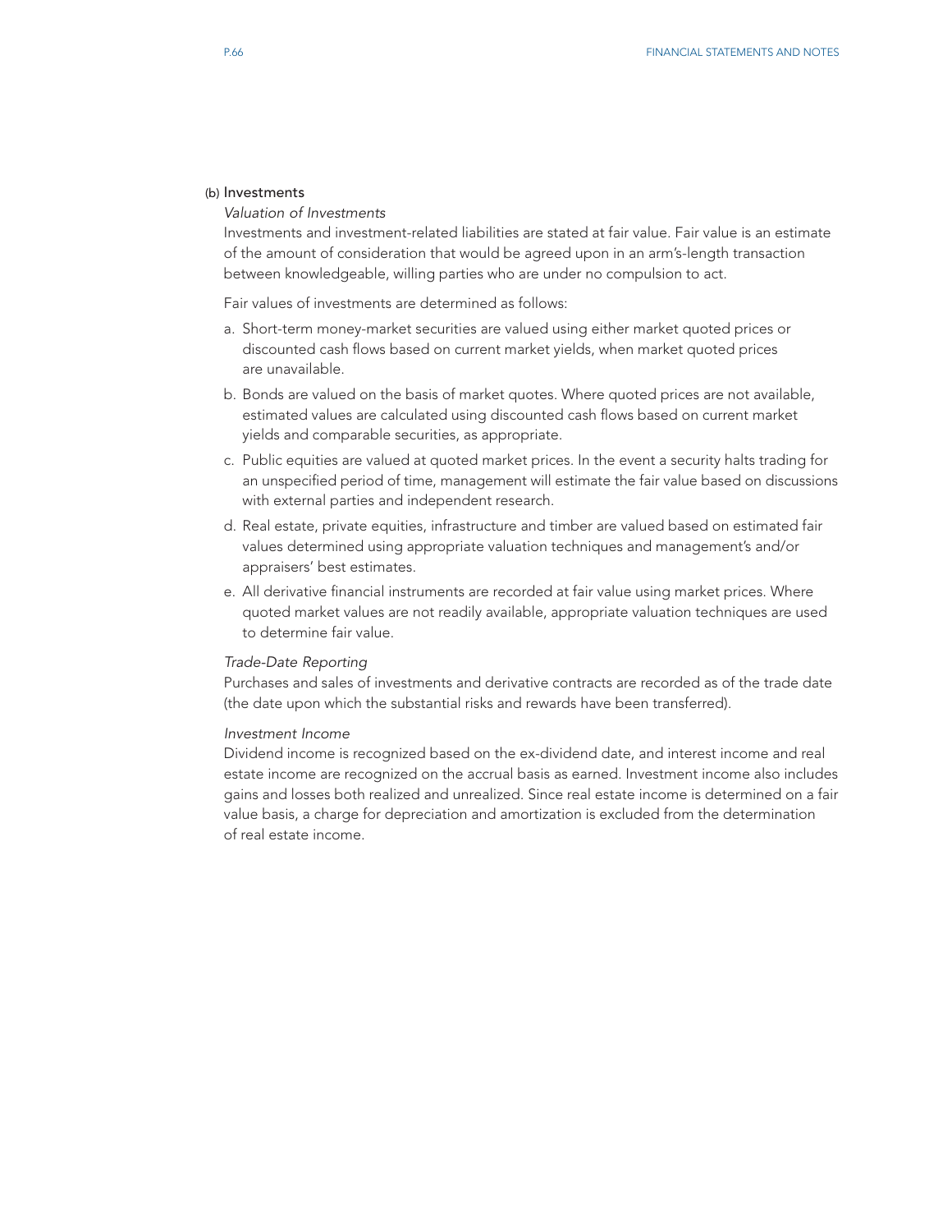### (b) Investments

*Valuation of Investments*

Investments and investment-related liabilities are stated at fair value. Fair value is an estimate of the amount of consideration that would be agreed upon in an arm's-length transaction between knowledgeable, willing parties who are under no compulsion to act.

Fair values of investments are determined as follows:

a. Short-term money-market securities are valued using either market quoted prices or discounted cash flows based on current market yields, when market quoted prices are unavailable.

b. Bonds are valued on the basis of market quotes. Where quoted prices are not available, estimated values are calculated using discounted cash flows based on current market yields and comparable securities, as appropriate.

c. Public equities are valued at quoted market prices. In the event a security halts trading for an unspecified period of time, management will estimate the fair value based on discussions with external parties and independent research.

d. Real estate, private equities, infrastructure and timber are valued based on estimated fair values determined using appropriate valuation techniques and management's and/or appraisers' best estimates.

e. All derivative financial instruments are recorded at fair value using market prices. Where quoted market values are not readily available, appropriate valuation techniques are used to determine fair value.

*Trade-Date Reporting*

Purchases and sales of investments and derivative contracts are recorded as of the trade date (the date upon which the substantial risks and rewards have been transferred).

*Investment Income*

Dividend income is recognized based on the ex-dividend date, and interest income and real estate income are recognized on the accrual basis as earned. Investment income also includes gains and losses both realized and unrealized. Since real estate income is determined on a fair value basis, a charge for depreciation and amortization is excluded from the determination of real estate income.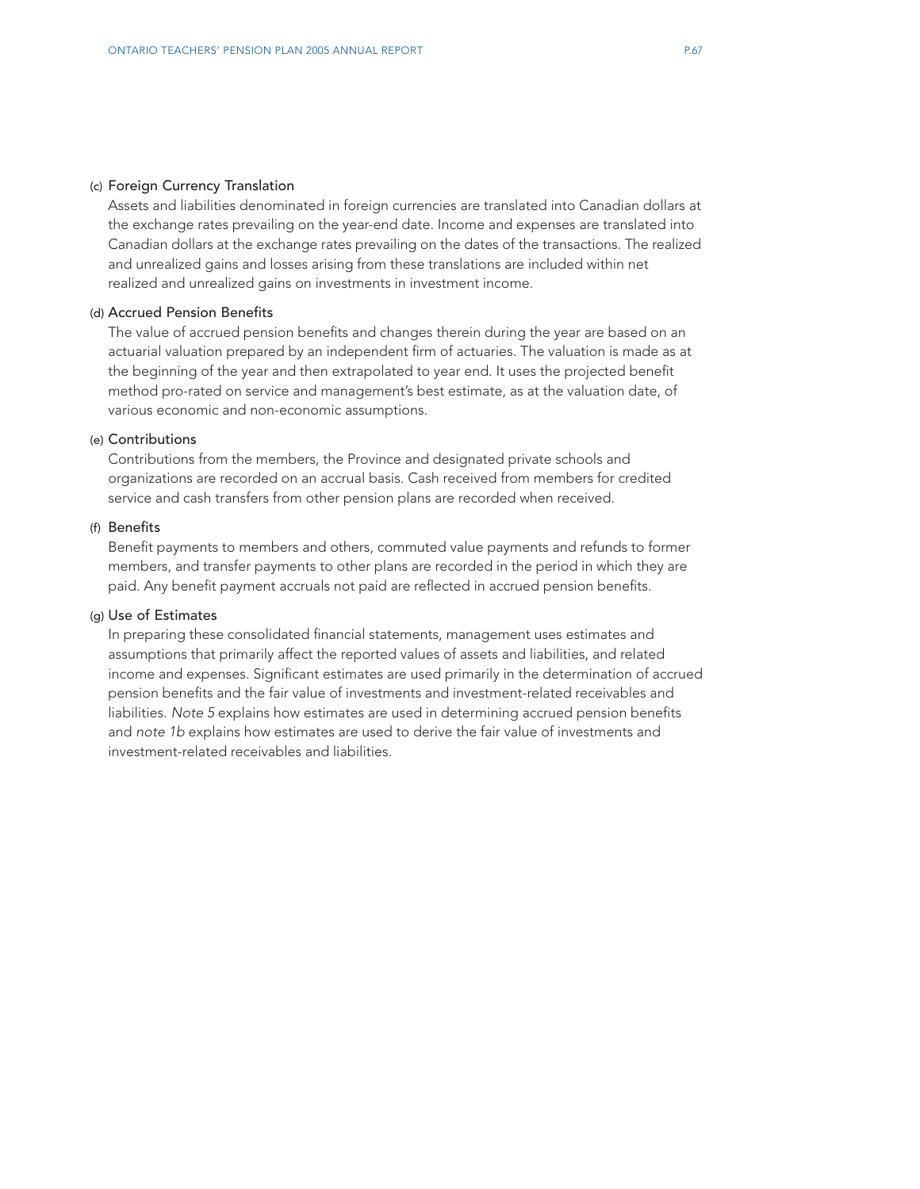(c) Foreign Currency Translation

Assets and liabilities denominated in foreign currencies are translated into Canadian dollars at the exchange rates prevailing on the year-end date. Income and expenses are translated into Canadian dollars at the exchange rates prevailing on the dates of the transactions. The realized and unrealized gains and losses arising from these translations are included within net realized and unrealized gains on investments in investment income.

(d) Accrued Pension Benefits

The value of accrued pension benefits and changes therein during the year are based on an actuarial valuation prepared by an independent firm of actuaries. The valuation is made as at the beginning of the year and then extrapolated to year end. It uses the projected benefit method pro-rated on service and management's best estimate, as at the valuation date, of various economic and non-economic assumptions.

(e) Contributions

Contributions from the members, the Province and designated private schools and organizations are recorded on an accrual basis. Cash received from members for credited service and cash transfers from other pension plans are recorded when received.

(f) Benefits

Benefit payments to members and others, commuted value payments and refunds to former members, and transfer payments to other plans are recorded in the period in which they are paid. Any benefit payment accruals not paid are reflected in accrued pension benefits.

(g) Use of Estimates

In preparing these consolidated financial statements, management uses estimates and assumptions that primarily affect the reported values of assets and liabilities, and related income and expenses. Significant estimates are used primarily in the determination of accrued pension benefits and the fair value of investments and investment-related receivables and liabilities. *Note 5* explains how estimates are used in determining accrued pension benefits and *note 1b* explains how estimates are used to derive the fair value of investments and investment-related receivables and liabilities.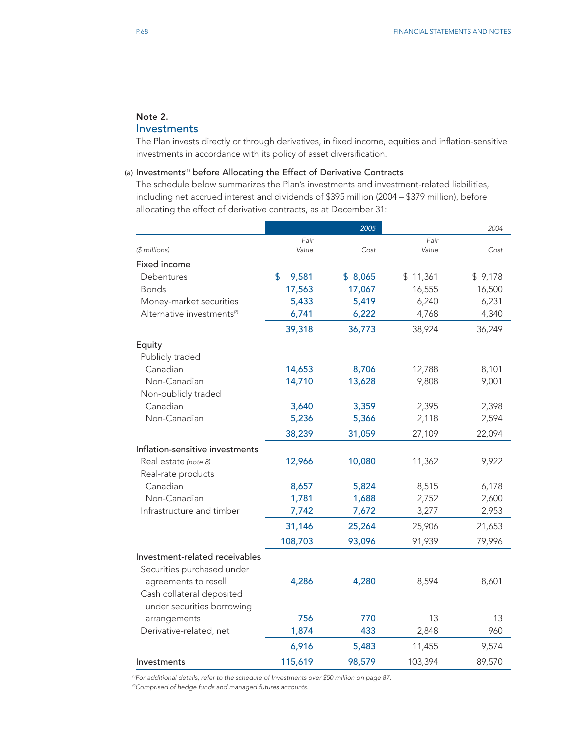## Note 2.

## Investments

The Plan invests directly or through derivatives, in fixed income, equities and inflation-sensitive investments in accordance with its policy of asset diversification.

### (a) Investments[1] before Allocating the Effect of Derivative Contracts

The schedule below summarizes the Plan's investments and investment-related liabilities, including net accrued interest and dividends of $395 million (2004 – $379 million), before allocating the effect of derivative contracts, as at December 31:

| | 2005 | | 2004 | |
|---|---|---|---|---|
| *($ millions)* | *Fair Value* | *Cost* | *Fair Value* | *Cost* |
| **Fixed income** | | | | |
| Debentures | $ 9,581 | $ 8,065 | $ 11,361 | $ 9,178 |
| Bonds | 17,563 | 17,067 | 16,555 | 16,500 |
| Money-market securities | 5,433 | 5,419 | 6,240 | 6,231 |
| Alternative investments[2] | 6,741 | 6,222 | 4,768 | 4,340 |
| | 39,318 | 36,773 | 38,924 | 36,249 |
| **Equity** | | | | |
| Publicly traded | | | | |
| Canadian | 14,653 | 8,706 | 12,788 | 8,101 |
| Non-Canadian | 14,710 | 13,628 | 9,808 | 9,001 |
| Non-publicly traded | | | | |
| Canadian | 3,640 | 3,359 | 2,395 | 2,398 |
| Non-Canadian | 5,236 | 5,366 | 2,118 | 2,594 |
| | 38,239 | 31,059 | 27,109 | 22,094 |
| **Inflation-sensitive investments** | | | | |
| Real estate *(note 8)* | 12,966 | 10,080 | 11,362 | 9,922 |
| Real-rate products | | | | |
| Canadian | 8,657 | 5,824 | 8,515 | 6,178 |
| Non-Canadian | 1,781 | 1,688 | 2,752 | 2,600 |
| Infrastructure and timber | 7,742 | 7,672 | 3,277 | 2,953 |
| | 31,146 | 25,264 | 25,906 | 21,653 |
| | 108,703 | 93,096 | 91,939 | 79,996 |
| **Investment-related receivables** | | | | |
| Securities purchased under agreements to resell | 4,286 | 4,280 | 8,594 | 8,601 |
| Cash collateral deposited under securities borrowing arrangements | 756 | 770 | 13 | 13 |
| Derivative-related, net | 1,874 | 433 | 2,848 | 960 |
| | 6,916 | 5,483 | 11,455 | 9,574 |
| **Investments** | 115,619 | 98,579 | 103,394 | 89,570 |

[1] *For additional details, refer to the schedule of Investments over $50 million on page 87.*

[2] *Comprised of hedge funds and managed futures accounts.*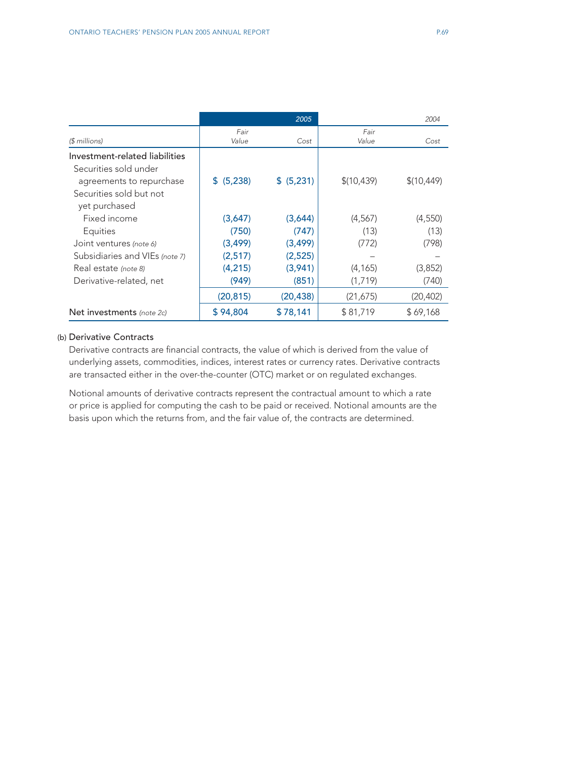| ($ millions) | 2005 Fair Value | 2005 Cost | 2004 Fair Value | 2004 Cost |
|---|---|---|---|---|
| **Investment-related liabilities** | | | | |
| Securities sold under agreements to repurchase | $ (5,238) | $ (5,231) | $(10,439) | $(10,449) |
| Securities sold but not yet purchased | | | | |
| Fixed income | (3,647) | (3,644) | (4,567) | (4,550) |
| Equities | (750) | (747) | (13) | (13) |
| Joint ventures *(note 6)* | (3,499) | (3,499) | (772) | (798) |
| Subsidiaries and VIEs *(note 7)* | (2,517) | (2,525) | – | – |
| Real estate *(note 8)* | (4,215) | (3,941) | (4,165) | (3,852) |
| Derivative-related, net | (949) | (851) | (1,719) | (740) |
| | (20,815) | (20,438) | (21,675) | (20,402) |
| **Net investments** *(note 2c)* | $ 94,804 | $ 78,141 | $ 81,719 | $ 69,168 |

### (b) Derivative Contracts

Derivative contracts are financial contracts, the value of which is derived from the value of underlying assets, commodities, indices, interest rates or currency rates. Derivative contracts are transacted either in the over-the-counter (OTC) market or on regulated exchanges.

Notional amounts of derivative contracts represent the contractual amount to which a rate or price is applied for computing the cash to be paid or received. Notional amounts are the basis upon which the returns from, and the fair value of, the contracts are determined.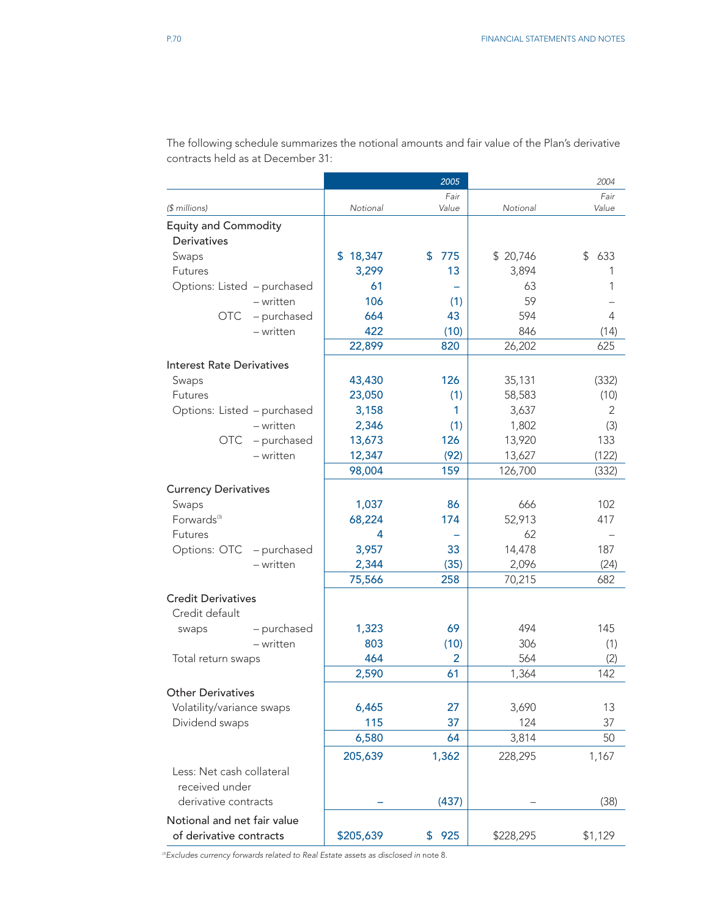The following schedule summarizes the notional amounts and fair value of the Plan's derivative contracts held as at December 31:

| | 2005 | | 2004 | |
|---|---|---|---|---|
| *($ millions)* | *Notional* | *Fair Value* | *Notional* | *Fair Value* |
| **Equity and Commodity Derivatives** | | | | |
| Swaps | $ 18,347 | $ 775 | $ 20,746 | $ 633 |
| Futures | 3,299 | 13 | 3,894 | 1 |
| Options: Listed – purchased | 61 | – | 63 | 1 |
| – written | 106 | (1) | 59 | – |
| OTC – purchased | 664 | 43 | 594 | 4 |
| – written | 422 | (10) | 846 | (14) |
| | 22,899 | 820 | 26,202 | 625 |
| **Interest Rate Derivatives** | | | | |
| Swaps | 43,430 | 126 | 35,131 | (332) |
| Futures | 23,050 | (1) | 58,583 | (10) |
| Options: Listed – purchased | 3,158 | 1 | 3,637 | 2 |
| – written | 2,346 | (1) | 1,802 | (3) |
| OTC – purchased | 13,673 | 126 | 13,920 | 133 |
| – written | 12,347 | (92) | 13,627 | (122) |
| | 98,004 | 159 | 126,700 | (332) |
| **Currency Derivatives** | | | | |
| Swaps | 1,037 | 86 | 666 | 102 |
| Forwards[3] | 68,224 | 174 | 52,913 | 417 |
| Futures | 4 | – | 62 | – |
| Options: OTC – purchased | 3,957 | 33 | 14,478 | 187 |
| – written | 2,344 | (35) | 2,096 | (24) |
| | 75,566 | 258 | 70,215 | 682 |
| **Credit Derivatives** | | | | |
| Credit default swaps – purchased | 1,323 | 69 | 494 | 145 |
| – written | 803 | (10) | 306 | (1) |
| Total return swaps | 464 | 2 | 564 | (2) |
| | 2,590 | 61 | 1,364 | 142 |
| **Other Derivatives** | | | | |
| Volatility/variance swaps | 6,465 | 27 | 3,690 | 13 |
| Dividend swaps | 115 | 37 | 124 | 37 |
| | 6,580 | 64 | 3,814 | 50 |
| | 205,639 | 1,362 | 228,295 | 1,167 |
| Less: Net cash collateral received under derivative contracts | – | (437) | – | (38) |
| **Notional and net fair value of derivative contracts** | $205,639 | $ 925 | $228,295 | $1,129 |

[3] *Excludes currency forwards related to Real Estate assets as disclosed in* note 8.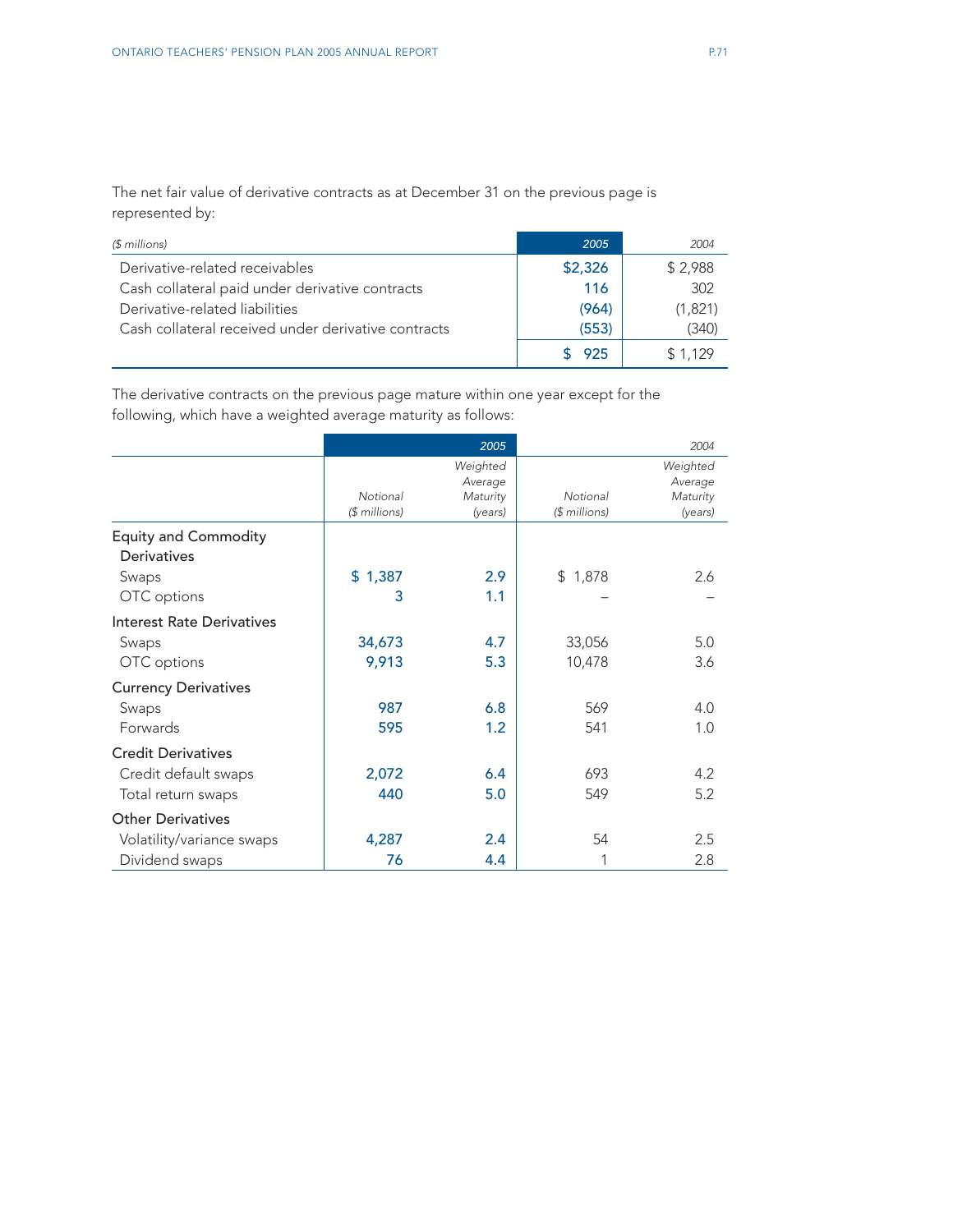The net fair value of derivative contracts as at December 31 on the previous page is represented by:

| *($ millions)* | *2005* | *2004* |
|---|---|---|
| Derivative-related receivables | $2,326 | $ 2,988 |
| Cash collateral paid under derivative contracts | 116 | 302 |
| Derivative-related liabilities | (964) | (1,821) |
| Cash collateral received under derivative contracts | (553) | (340) |
| | $ 925 | $ 1,129 |

The derivative contracts on the previous page mature within one year except for the following, which have a weighted average maturity as follows:

| | *2005* | | *2004* | |
|---|---|---|---|---|
| | *Notional ($ millions)* | *Weighted Average Maturity (years)* | *Notional ($ millions)* | *Weighted Average Maturity (years)* |
| **Equity and Commodity Derivatives** | | | | |
| Swaps | $ 1,387 | 2.9 | $ 1,878 | 2.6 |
| OTC options | 3 | 1.1 | – | – |
| **Interest Rate Derivatives** | | | | |
| Swaps | 34,673 | 4.7 | 33,056 | 5.0 |
| OTC options | 9,913 | 5.3 | 10,478 | 3.6 |
| **Currency Derivatives** | | | | |
| Swaps | 987 | 6.8 | 569 | 4.0 |
| Forwards | 595 | 1.2 | 541 | 1.0 |
| **Credit Derivatives** | | | | |
| Credit default swaps | 2,072 | 6.4 | 693 | 4.2 |
| Total return swaps | 440 | 5.0 | 549 | 5.2 |
| **Other Derivatives** | | | | |
| Volatility/variance swaps | 4,287 | 2.4 | 54 | 2.5 |
| Dividend swaps | 76 | 4.4 | 1 | 2.8 |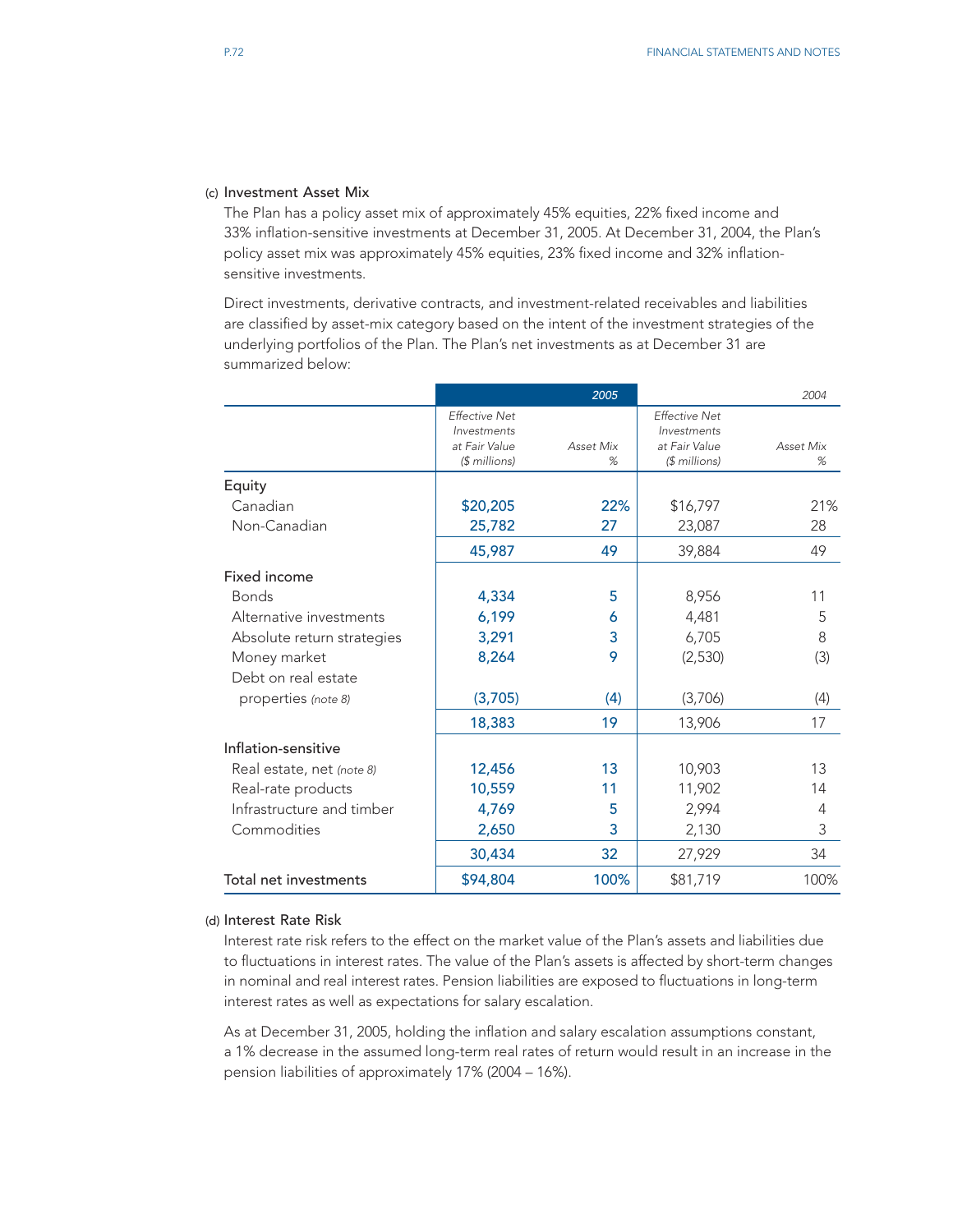### (c) Investment Asset Mix

The Plan has a policy asset mix of approximately 45% equities, 22% fixed income and 33% inflation-sensitive investments at December 31, 2005. At December 31, 2004, the Plan's policy asset mix was approximately 45% equities, 23% fixed income and 32% inflation-sensitive investments.

Direct investments, derivative contracts, and investment-related receivables and liabilities are classified by asset-mix category based on the intent of the investment strategies of the underlying portfolios of the Plan. The Plan's net investments as at December 31 are summarized below:

| | 2005 | | 2004 | |
|---|---|---|---|---|
| | *Effective Net Investments at Fair Value ($ millions)* | *Asset Mix %* | *Effective Net Investments at Fair Value ($ millions)* | *Asset Mix %* |
| **Equity** | | | | |
| Canadian | $20,205 | 22% | $16,797 | 21% |
| Non-Canadian | 25,782 | 27 | 23,087 | 28 |
| | 45,987 | 49 | 39,884 | 49 |
| **Fixed income** | | | | |
| Bonds | 4,334 | 5 | 8,956 | 11 |
| Alternative investments | 6,199 | 6 | 4,481 | 5 |
| Absolute return strategies | 3,291 | 3 | 6,705 | 8 |
| Money market | 8,264 | 9 | (2,530) | (3) |
| Debt on real estate properties *(note 8)* | (3,705) | (4) | (3,706) | (4) |
| | 18,383 | 19 | 13,906 | 17 |
| **Inflation-sensitive** | | | | |
| Real estate, net *(note 8)* | 12,456 | 13 | 10,903 | 13 |
| Real-rate products | 10,559 | 11 | 11,902 | 14 |
| Infrastructure and timber | 4,769 | 5 | 2,994 | 4 |
| Commodities | 2,650 | 3 | 2,130 | 3 |
| | 30,434 | 32 | 27,929 | 34 |
| **Total net investments** | $94,804 | 100% | $81,719 | 100% |

### (d) Interest Rate Risk

Interest rate risk refers to the effect on the market value of the Plan's assets and liabilities due to fluctuations in interest rates. The value of the Plan's assets is affected by short-term changes in nominal and real interest rates. Pension liabilities are exposed to fluctuations in long-term interest rates as well as expectations for salary escalation.

As at December 31, 2005, holding the inflation and salary escalation assumptions constant, a 1% decrease in the assumed long-term real rates of return would result in an increase in the pension liabilities of approximately 17% (2004 – 16%).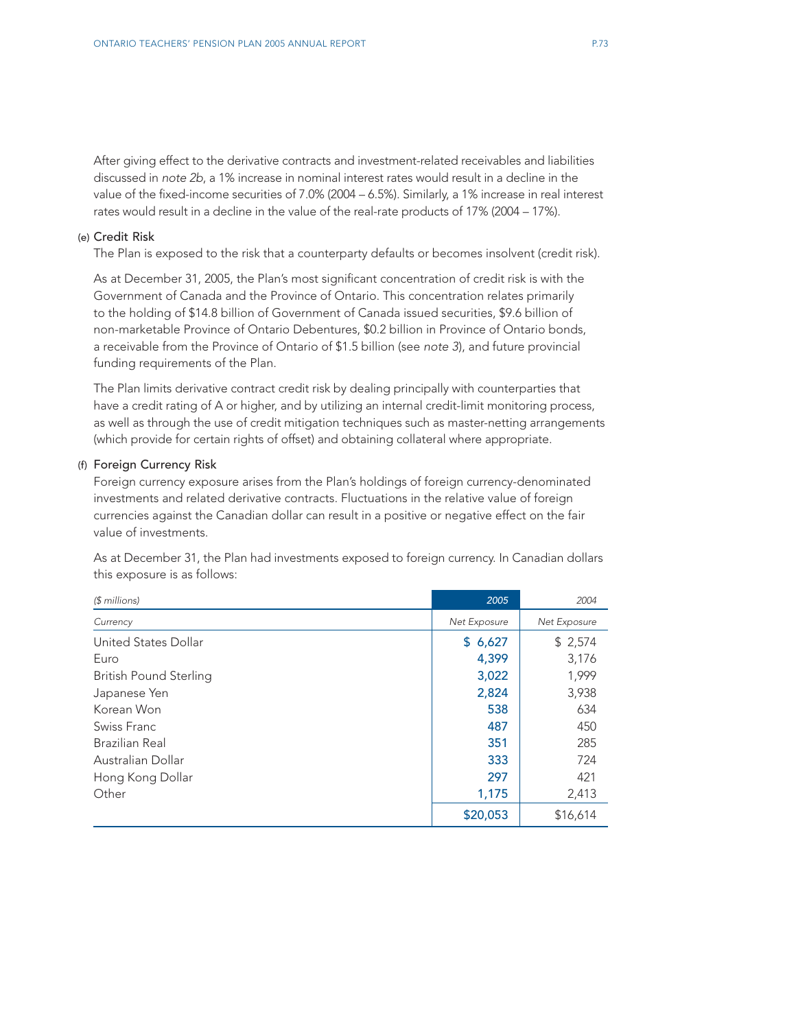After giving effect to the derivative contracts and investment-related receivables and liabilities discussed in *note 2b*, a 1% increase in nominal interest rates would result in a decline in the value of the fixed-income securities of 7.0% (2004 – 6.5%). Similarly, a 1% increase in real interest rates would result in a decline in the value of the real-rate products of 17% (2004 – 17%).

(e) Credit Risk

The Plan is exposed to the risk that a counterparty defaults or becomes insolvent (credit risk).

As at December 31, 2005, the Plan's most significant concentration of credit risk is with the Government of Canada and the Province of Ontario. This concentration relates primarily to the holding of $14.8 billion of Government of Canada issued securities, $9.6 billion of non-marketable Province of Ontario Debentures, $0.2 billion in Province of Ontario bonds, a receivable from the Province of Ontario of $1.5 billion (see *note 3*), and future provincial funding requirements of the Plan.

The Plan limits derivative contract credit risk by dealing principally with counterparties that have a credit rating of A or higher, and by utilizing an internal credit-limit monitoring process, as well as through the use of credit mitigation techniques such as master-netting arrangements (which provide for certain rights of offset) and obtaining collateral where appropriate.

(f) Foreign Currency Risk

Foreign currency exposure arises from the Plan's holdings of foreign currency-denominated investments and related derivative contracts. Fluctuations in the relative value of foreign currencies against the Canadian dollar can result in a positive or negative effect on the fair value of investments.

As at December 31, the Plan had investments exposed to foreign currency. In Canadian dollars this exposure is as follows:

| *($ millions)* | *2005* | *2004* |
|---|---|---|
| *Currency* | *Net Exposure* | *Net Exposure* |
| United States Dollar | $ 6,627 | $ 2,574 |
| Euro | 4,399 | 3,176 |
| British Pound Sterling | 3,022 | 1,999 |
| Japanese Yen | 2,824 | 3,938 |
| Korean Won | 538 | 634 |
| Swiss Franc | 487 | 450 |
| Brazilian Real | 351 | 285 |
| Australian Dollar | 333 | 724 |
| Hong Kong Dollar | 297 | 421 |
| Other | 1,175 | 2,413 |
| | $20,053 | $16,614 |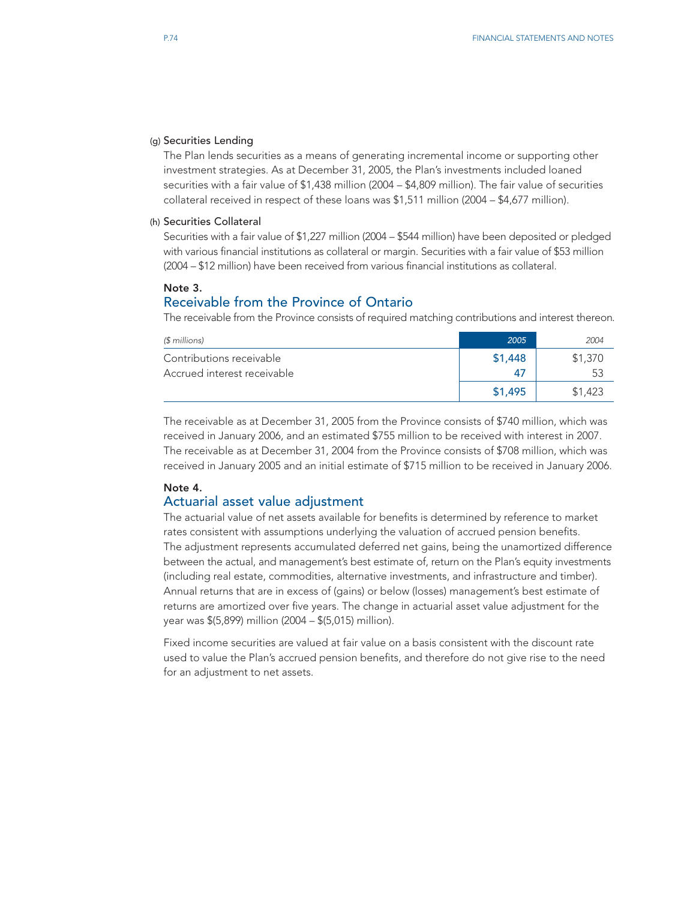### (g) Securities Lending

The Plan lends securities as a means of generating incremental income or supporting other investment strategies. As at December 31, 2005, the Plan's investments included loaned securities with a fair value of $1,438 million (2004 – $4,809 million). The fair value of securities collateral received in respect of these loans was $1,511 million (2004 – $4,677 million).

### (h) Securities Collateral

Securities with a fair value of $1,227 million (2004 – $544 million) have been deposited or pledged with various financial institutions as collateral or margin. Securities with a fair value of $53 million (2004 – $12 million) have been received from various financial institutions as collateral.

**Note 3.**

## Receivable from the Province of Ontario

The receivable from the Province consists of required matching contributions and interest thereon.

| *($ millions)* | *2005* | *2004* |
|---|---|---|
| Contributions receivable | $1,448 | $1,370 |
| Accrued interest receivable | 47 | 53 |
| | $1,495 | $1,423 |

The receivable as at December 31, 2005 from the Province consists of $740 million, which was received in January 2006, and an estimated $755 million to be received with interest in 2007. The receivable as at December 31, 2004 from the Province consists of $708 million, which was received in January 2005 and an initial estimate of $715 million to be received in January 2006.

**Note 4.**

## Actuarial asset value adjustment

The actuarial value of net assets available for benefits is determined by reference to market rates consistent with assumptions underlying the valuation of accrued pension benefits. The adjustment represents accumulated deferred net gains, being the unamortized difference between the actual, and management's best estimate of, return on the Plan's equity investments (including real estate, commodities, alternative investments, and infrastructure and timber). Annual returns that are in excess of (gains) or below (losses) management's best estimate of returns are amortized over five years. The change in actuarial asset value adjustment for the year was $(5,899) million (2004 – $(5,015) million).

Fixed income securities are valued at fair value on a basis consistent with the discount rate used to value the Plan's accrued pension benefits, and therefore do not give rise to the need for an adjustment to net assets.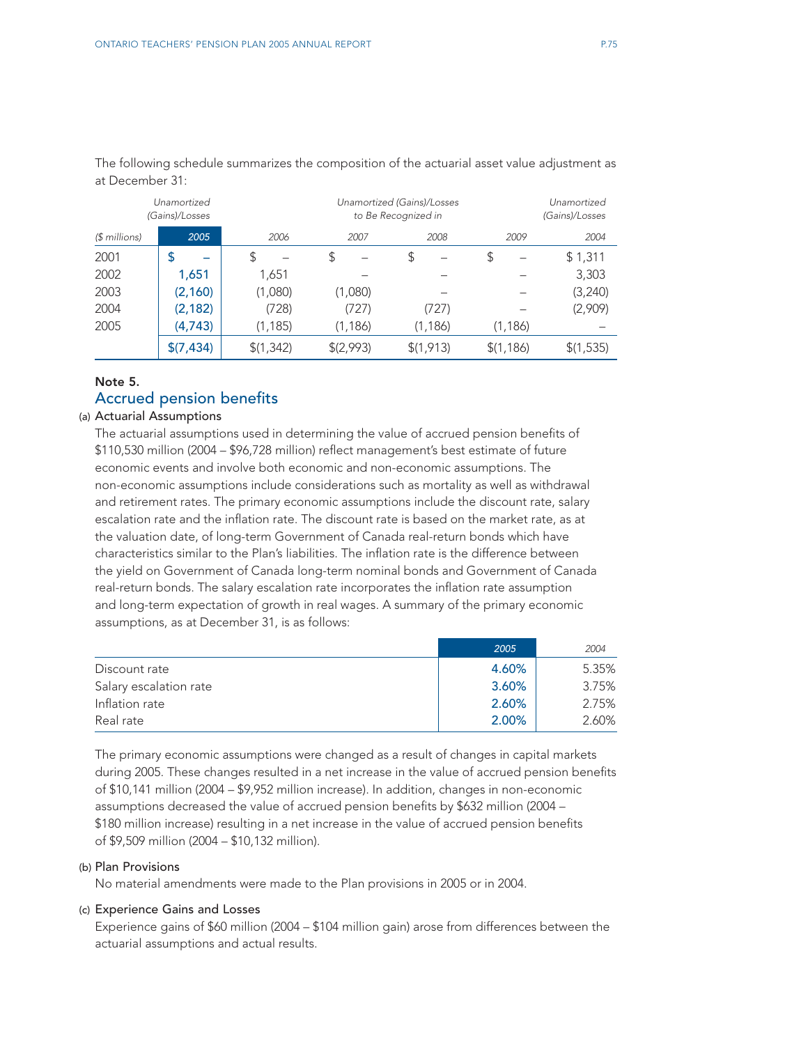The following schedule summarizes the composition of the actuarial asset value adjustment as at December 31:

| | *Unamortized (Gains)/Losses* | *Unamortized (Gains)/Losses to Be Recognized in* | | | | *Unamortized (Gains)/Losses* |
|---|---|---|---|---|---|---|
| *($ millions)* | **2005** | *2006* | *2007* | *2008* | *2009* | *2004* |
| 2001 | **$ –** | $ – | $ – | $ – | $ – | $ 1,311 |
| 2002 | **1,651** | 1,651 | – | – | – | 3,303 |
| 2003 | **(2,160)** | (1,080) | (1,080) | – | – | (3,240) |
| 2004 | **(2,182)** | (728) | (727) | (727) | – | (2,909) |
| 2005 | **(4,743)** | (1,185) | (1,186) | (1,186) | (1,186) | – |
| | **$(7,434)** | $(1,342) | $(2,993) | $(1,913) | $(1,186) | $(1,535) |

**Note 5.**

## Accrued pension benefits

**(a) Actuarial Assumptions**

The actuarial assumptions used in determining the value of accrued pension benefits of $110,530 million (2004 – $96,728 million) reflect management's best estimate of future economic events and involve both economic and non-economic assumptions. The non-economic assumptions include considerations such as mortality as well as withdrawal and retirement rates. The primary economic assumptions include the discount rate, salary escalation rate and the inflation rate. The discount rate is based on the market rate, as at the valuation date, of long-term Government of Canada real-return bonds which have characteristics similar to the Plan's liabilities. The inflation rate is the difference between the yield on Government of Canada long-term nominal bonds and Government of Canada real-return bonds. The salary escalation rate incorporates the inflation rate assumption and long-term expectation of growth in real wages. A summary of the primary economic assumptions, as at December 31, is as follows:

| | **2005** | *2004* |
|---|---|---|
| Discount rate | **4.60%** | 5.35% |
| Salary escalation rate | **3.60%** | 3.75% |
| Inflation rate | **2.60%** | 2.75% |
| Real rate | **2.00%** | 2.60% |

The primary economic assumptions were changed as a result of changes in capital markets during 2005. These changes resulted in a net increase in the value of accrued pension benefits of $10,141 million (2004 – $9,952 million increase). In addition, changes in non-economic assumptions decreased the value of accrued pension benefits by $632 million (2004 – $180 million increase) resulting in a net increase in the value of accrued pension benefits of $9,509 million (2004 – $10,132 million).

**(b) Plan Provisions**

No material amendments were made to the Plan provisions in 2005 or in 2004.

**(c) Experience Gains and Losses**

Experience gains of $60 million (2004 – $104 million gain) arose from differences between the actuarial assumptions and actual results.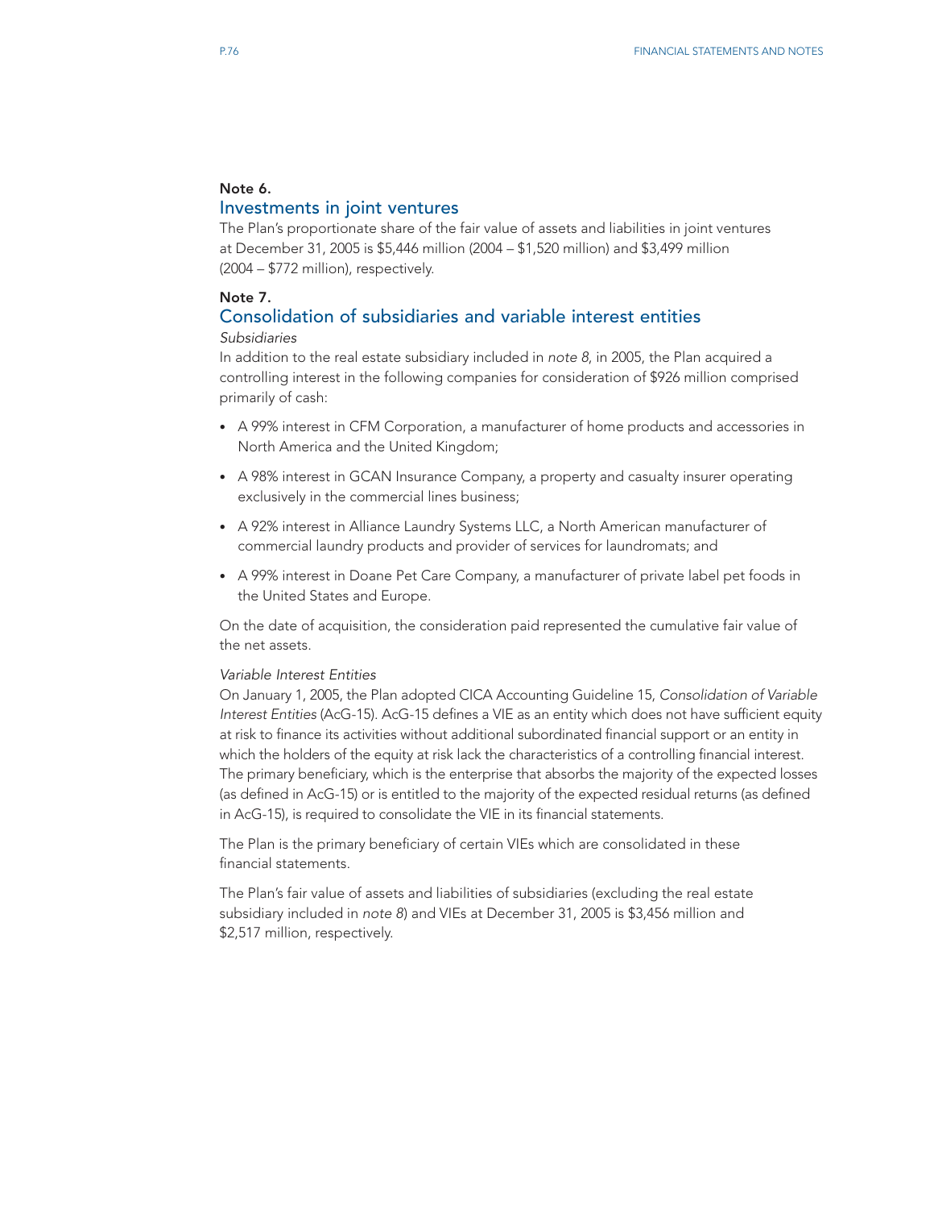### Note 6.

## Investments in joint ventures

The Plan's proportionate share of the fair value of assets and liabilities in joint ventures at December 31, 2005 is $5,446 million (2004 – $1,520 million) and $3,499 million (2004 – $772 million), respectively.

### Note 7.

## Consolidation of subsidiaries and variable interest entities

*Subsidiaries*

In addition to the real estate subsidiary included in *note 8*, in 2005, the Plan acquired a controlling interest in the following companies for consideration of $926 million comprised primarily of cash:

- A 99% interest in CFM Corporation, a manufacturer of home products and accessories in North America and the United Kingdom;
- A 98% interest in GCAN Insurance Company, a property and casualty insurer operating exclusively in the commercial lines business;
- A 92% interest in Alliance Laundry Systems LLC, a North American manufacturer of commercial laundry products and provider of services for laundromats; and
- A 99% interest in Doane Pet Care Company, a manufacturer of private label pet foods in the United States and Europe.

On the date of acquisition, the consideration paid represented the cumulative fair value of the net assets.

*Variable Interest Entities*

On January 1, 2005, the Plan adopted CICA Accounting Guideline 15, *Consolidation of Variable Interest Entities* (AcG-15). AcG-15 defines a VIE as an entity which does not have sufficient equity at risk to finance its activities without additional subordinated financial support or an entity in which the holders of the equity at risk lack the characteristics of a controlling financial interest. The primary beneficiary, which is the enterprise that absorbs the majority of the expected losses (as defined in AcG-15) or is entitled to the majority of the expected residual returns (as defined in AcG-15), is required to consolidate the VIE in its financial statements.

The Plan is the primary beneficiary of certain VIEs which are consolidated in these financial statements.

The Plan's fair value of assets and liabilities of subsidiaries (excluding the real estate subsidiary included in *note 8*) and VIEs at December 31, 2005 is $3,456 million and $2,517 million, respectively.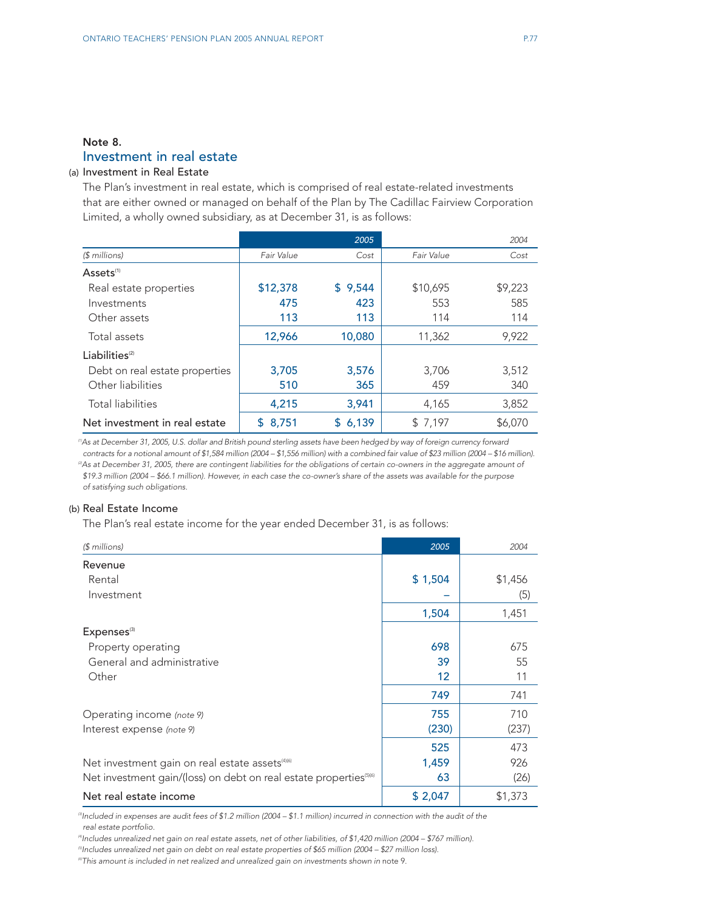## Note 8.

## Investment in real estate

(a) Investment in Real Estate

The Plan's investment in real estate, which is comprised of real estate-related investments that are either owned or managed on behalf of the Plan by The Cadillac Fairview Corporation Limited, a wholly owned subsidiary, as at December 31, is as follows:

| | 2005 | | 2004 | |
|---|---|---|---|---|
| *($ millions)* | *Fair Value* | *Cost* | *Fair Value* | *Cost* |
| Assets[1] | | | | |
| Real estate properties | $12,378 | $ 9,544 | $10,695 | $9,223 |
| Investments | 475 | 423 | 553 | 585 |
| Other assets | 113 | 113 | 114 | 114 |
| Total assets | 12,966 | 10,080 | 11,362 | 9,922 |
| Liabilities[2] | | | | |
| Debt on real estate properties | 3,705 | 3,576 | 3,706 | 3,512 |
| Other liabilities | 510 | 365 | 459 | 340 |
| Total liabilities | 4,215 | 3,941 | 4,165 | 3,852 |
| **Net investment in real estate** | $ 8,751 | $ 6,139 | $ 7,197 | $6,070 |

[1] *As at December 31, 2005, U.S. dollar and British pound sterling assets have been hedged by way of foreign currency forward contracts for a notional amount of $1,584 million (2004 – $1,556 million) with a combined fair value of $23 million (2004 – $16 million).*

[2] *As at December 31, 2005, there are contingent liabilities for the obligations of certain co-owners in the aggregate amount of $19.3 million (2004 – $66.1 million). However, in each case the co-owner's share of the assets was available for the purpose of satisfying such obligations.*

(b) Real Estate Income

The Plan's real estate income for the year ended December 31, is as follows:

| *($ millions)* | 2005 | 2004 |
|---|---|---|
| Revenue | | |
| Rental | $ 1,504 | $1,456 |
| Investment | – | (5) |
| | 1,504 | 1,451 |
| Expenses[3] | | |
| Property operating | 698 | 675 |
| General and administrative | 39 | 55 |
| Other | 12 | 11 |
| | 749 | 741 |
| Operating income *(note 9)* | 755 | 710 |
| Interest expense *(note 9)* | (230) | (237) |
| | 525 | 473 |
| Net investment gain on real estate assets[4][6] | 1,459 | 926 |
| Net investment gain/(loss) on debt on real estate properties[5][6] | 63 | (26) |
| **Net real estate income** | $ 2,047 | $1,373 |

[3] *Included in expenses are audit fees of $1.2 million (2004 – $1.1 million) incurred in connection with the audit of the real estate portfolio.*

[4] *Includes unrealized net gain on real estate assets, net of other liabilities, of $1,420 million (2004 – $767 million).*

[5] *Includes unrealized net gain on debt on real estate properties of $65 million (2004 – $27 million loss).*

[6] *This amount is included in net realized and unrealized gain on investments shown in note 9.*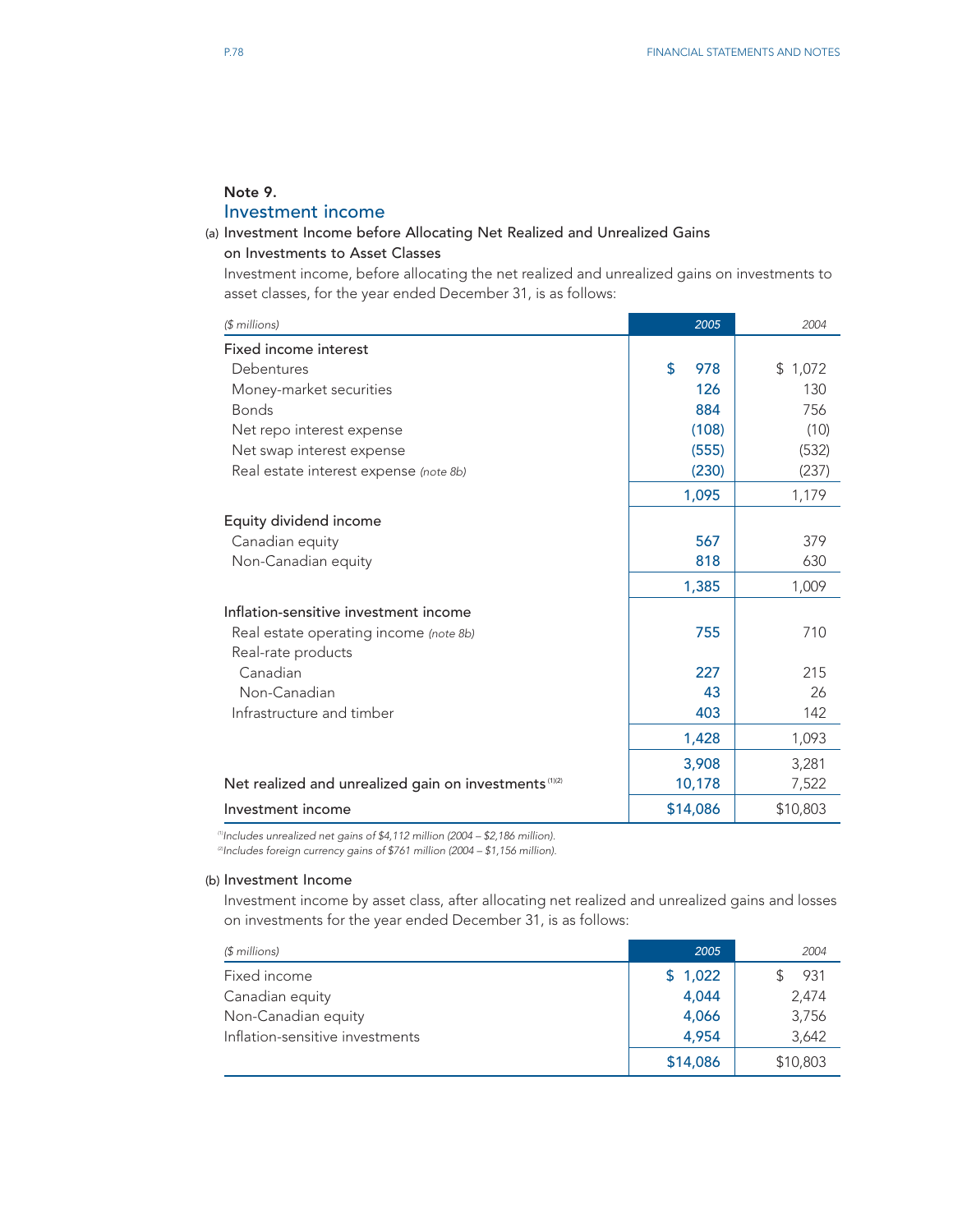### Note 9.
## Investment income

(a) Investment Income before Allocating Net Realized and Unrealized Gains on Investments to Asset Classes

Investment income, before allocating the net realized and unrealized gains on investments to asset classes, for the year ended December 31, is as follows:

| *($ millions)* | *2005* | *2004* |
|---|---|---|
| Fixed income interest | | |
| Debentures | $ 978 | $ 1,072 |
| Money-market securities | 126 | 130 |
| Bonds | 884 | 756 |
| Net repo interest expense | (108) | (10) |
| Net swap interest expense | (555) | (532) |
| Real estate interest expense *(note 8b)* | (230) | (237) |
| | 1,095 | 1,179 |
| Equity dividend income | | |
| Canadian equity | 567 | 379 |
| Non-Canadian equity | 818 | 630 |
| | 1,385 | 1,009 |
| Inflation-sensitive investment income | | |
| Real estate operating income *(note 8b)* | 755 | 710 |
| Real-rate products | | |
| Canadian | 227 | 215 |
| Non-Canadian | 43 | 26 |
| Infrastructure and timber | 403 | 142 |
| | 1,428 | 1,093 |
| | 3,908 | 3,281 |
| Net realized and unrealized gain on investments [1][2] | 10,178 | 7,522 |
| Investment income | $14,086 | $10,803 |

[1] *Includes unrealized net gains of $4,112 million (2004 – $2,186 million).*
[2] *Includes foreign currency gains of $761 million (2004 – $1,156 million).*

(b) Investment Income

Investment income by asset class, after allocating net realized and unrealized gains and losses on investments for the year ended December 31, is as follows:

| *($ millions)* | *2005* | *2004* |
|---|---|---|
| Fixed income | $ 1,022 | $ 931 |
| Canadian equity | 4,044 | 2,474 |
| Non-Canadian equity | 4,066 | 3,756 |
| Inflation-sensitive investments | 4,954 | 3,642 |
| | $14,086 | $10,803 |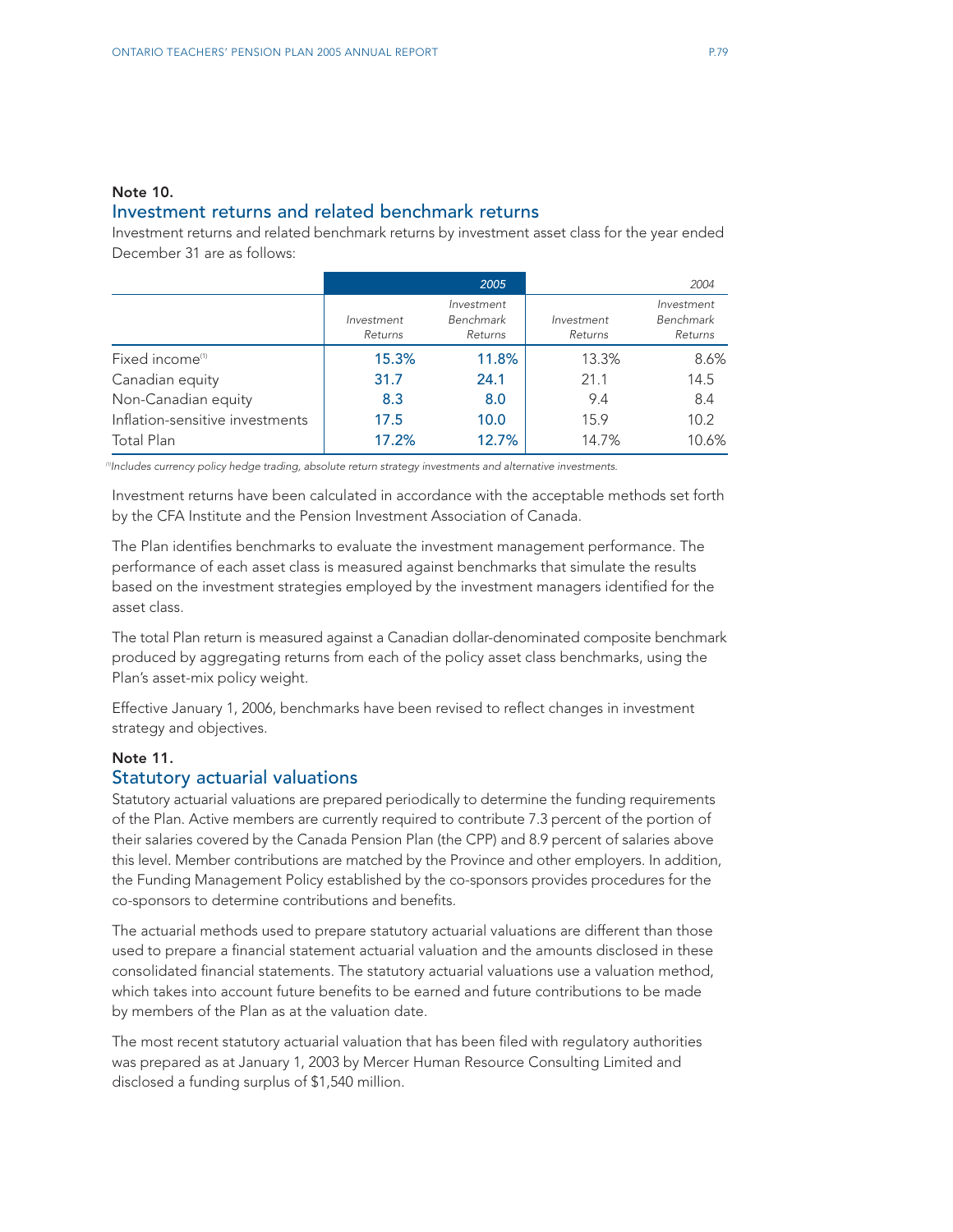## Note 10.
## Investment returns and related benchmark returns

Investment returns and related benchmark returns by investment asset class for the year ended December 31 are as follows:

| | 2005 | | 2004 | |
|---|---|---|---|---|
| | *Investment Returns* | *Investment Benchmark Returns* | *Investment Returns* | *Investment Benchmark Returns* |
| Fixed income[1] | 15.3% | 11.8% | 13.3% | 8.6% |
| Canadian equity | 31.7 | 24.1 | 21.1 | 14.5 |
| Non-Canadian equity | 8.3 | 8.0 | 9.4 | 8.4 |
| Inflation-sensitive investments | 17.5 | 10.0 | 15.9 | 10.2 |
| Total Plan | 17.2% | 12.7% | 14.7% | 10.6% |

[1] *Includes currency policy hedge trading, absolute return strategy investments and alternative investments.*

Investment returns have been calculated in accordance with the acceptable methods set forth by the CFA Institute and the Pension Investment Association of Canada.

The Plan identifies benchmarks to evaluate the investment management performance. The performance of each asset class is measured against benchmarks that simulate the results based on the investment strategies employed by the investment managers identified for the asset class.

The total Plan return is measured against a Canadian dollar-denominated composite benchmark produced by aggregating returns from each of the policy asset class benchmarks, using the Plan's asset-mix policy weight.

Effective January 1, 2006, benchmarks have been revised to reflect changes in investment strategy and objectives.

## Note 11.
## Statutory actuarial valuations

Statutory actuarial valuations are prepared periodically to determine the funding requirements of the Plan. Active members are currently required to contribute 7.3 percent of the portion of their salaries covered by the Canada Pension Plan (the CPP) and 8.9 percent of salaries above this level. Member contributions are matched by the Province and other employers. In addition, the Funding Management Policy established by the co-sponsors provides procedures for the co-sponsors to determine contributions and benefits.

The actuarial methods used to prepare statutory actuarial valuations are different than those used to prepare a financial statement actuarial valuation and the amounts disclosed in these consolidated financial statements. The statutory actuarial valuations use a valuation method, which takes into account future benefits to be earned and future contributions to be made by members of the Plan as at the valuation date.

The most recent statutory actuarial valuation that has been filed with regulatory authorities was prepared as at January 1, 2003 by Mercer Human Resource Consulting Limited and disclosed a funding surplus of $1,540 million.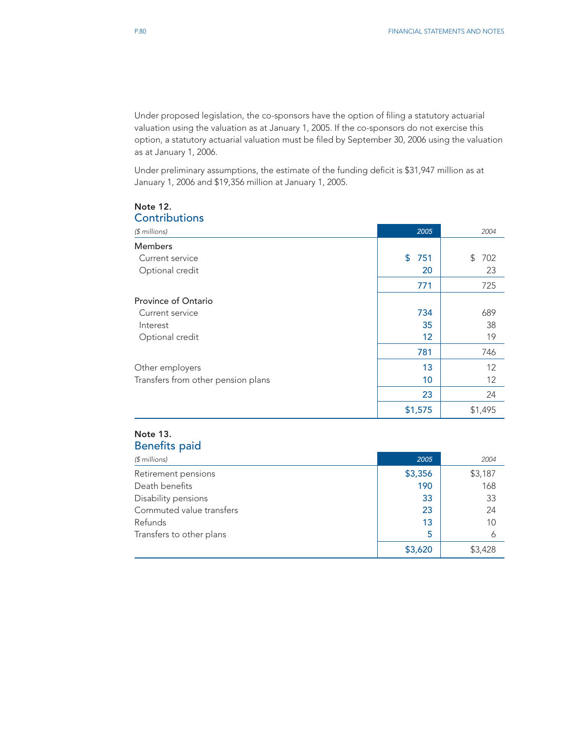Under proposed legislation, the co-sponsors have the option of filing a statutory actuarial valuation using the valuation as at January 1, 2005. If the co-sponsors do not exercise this option, a statutory actuarial valuation must be filed by September 30, 2006 using the valuation as at January 1, 2006.

Under preliminary assumptions, the estimate of the funding deficit is $31,947 million as at January 1, 2006 and $19,356 million at January 1, 2005.

## Note 12.
## Contributions

| *($ millions)* | *2005* | *2004* |
|---|---|---|
| **Members** | | |
| Current service | $ 751 | $ 702 |
| Optional credit | 20 | 23 |
| | 771 | 725 |
| **Province of Ontario** | | |
| Current service | 734 | 689 |
| Interest | 35 | 38 |
| Optional credit | 12 | 19 |
| | 781 | 746 |
| Other employers | 13 | 12 |
| Transfers from other pension plans | 10 | 12 |
| | 23 | 24 |
| | $1,575 | $1,495 |

## Note 13.
## Benefits paid

| *($ millions)* | *2005* | *2004* |
|---|---|---|
| Retirement pensions | $3,356 | $3,187 |
| Death benefits | 190 | 168 |
| Disability pensions | 33 | 33 |
| Commuted value transfers | 23 | 24 |
| Refunds | 13 | 10 |
| Transfers to other plans | 5 | 6 |
| | $3,620 | $3,428 |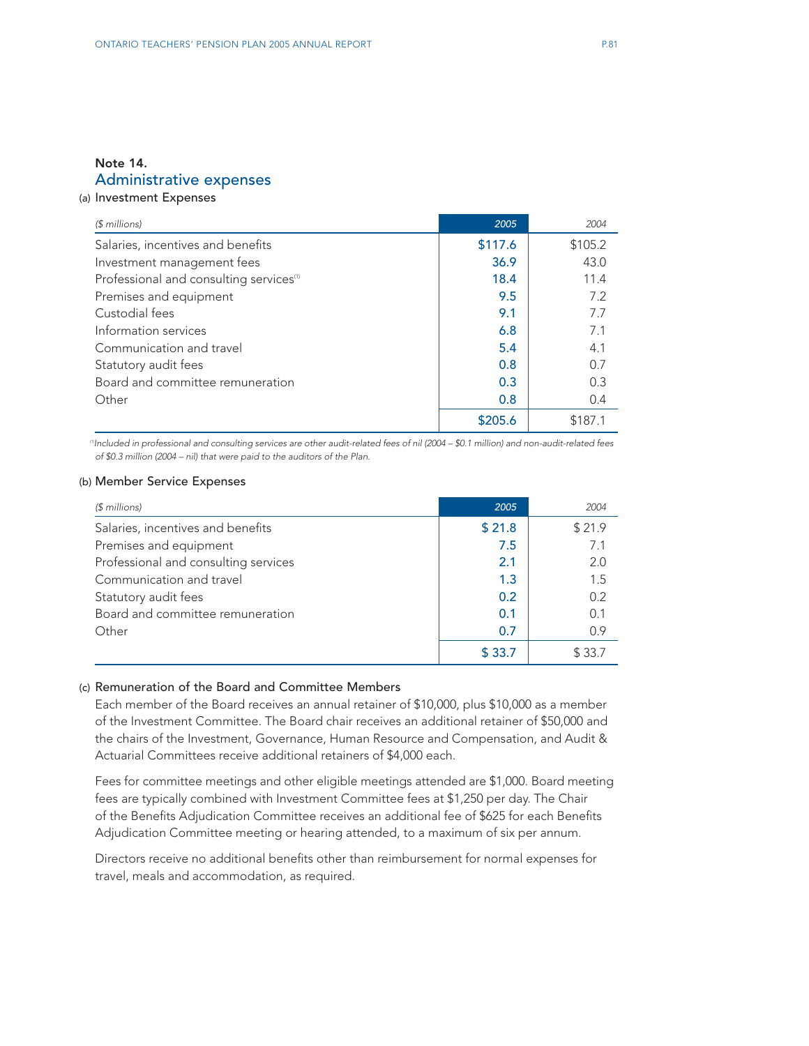## Note 14.
## Administrative expenses

### (a) Investment Expenses

| ($ millions) | 2005 | 2004 |
|---|---|---|
| Salaries, incentives and benefits | $117.6 | $105.2 |
| Investment management fees | 36.9 | 43.0 |
| Professional and consulting services[1] | 18.4 | 11.4 |
| Premises and equipment | 9.5 | 7.2 |
| Custodial fees | 9.1 | 7.7 |
| Information services | 6.8 | 7.1 |
| Communication and travel | 5.4 | 4.1 |
| Statutory audit fees | 0.8 | 0.7 |
| Board and committee remuneration | 0.3 | 0.3 |
| Other | 0.8 | 0.4 |
| | $205.6 | $187.1 |

*[1] Included in professional and consulting services are other audit-related fees of nil (2004 – $0.1 million) and non-audit-related fees of $0.3 million (2004 – nil) that were paid to the auditors of the Plan.*

### (b) Member Service Expenses

| ($ millions) | 2005 | 2004 |
|---|---|---|
| Salaries, incentives and benefits | $ 21.8 | $ 21.9 |
| Premises and equipment | 7.5 | 7.1 |
| Professional and consulting services | 2.1 | 2.0 |
| Communication and travel | 1.3 | 1.5 |
| Statutory audit fees | 0.2 | 0.2 |
| Board and committee remuneration | 0.1 | 0.1 |
| Other | 0.7 | 0.9 |
| | $ 33.7 | $ 33.7 |

### (c) Remuneration of the Board and Committee Members

Each member of the Board receives an annual retainer of $10,000, plus $10,000 as a member of the Investment Committee. The Board chair receives an additional retainer of $50,000 and the chairs of the Investment, Governance, Human Resource and Compensation, and Audit & Actuarial Committees receive additional retainers of $4,000 each.

Fees for committee meetings and other eligible meetings attended are $1,000. Board meeting fees are typically combined with Investment Committee fees at $1,250 per day. The Chair of the Benefits Adjudication Committee receives an additional fee of $625 for each Benefits Adjudication Committee meeting or hearing attended, to a maximum of six per annum.

Directors receive no additional benefits other than reimbursement for normal expenses for travel, meals and accommodation, as required.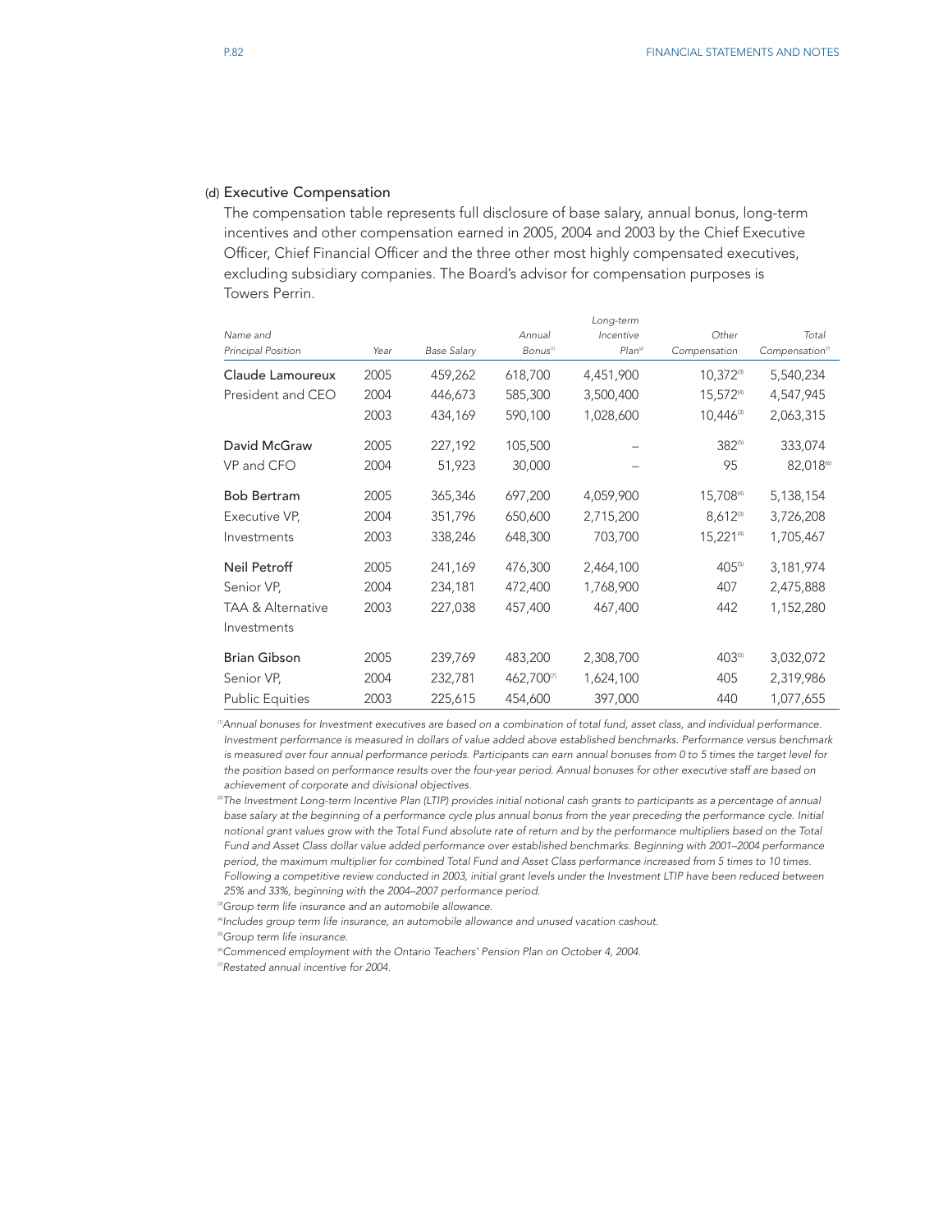### (d) Executive Compensation

The compensation table represents full disclosure of base salary, annual bonus, long-term incentives and other compensation earned in 2005, 2004 and 2003 by the Chief Executive Officer, Chief Financial Officer and the three other most highly compensated executives, excluding subsidiary companies. The Board's advisor for compensation purposes is Towers Perrin.

| *Name and Principal Position* | *Year* | *Base Salary* | *Annual Bonus*[1] | *Long-term Incentive Plan*[2] | *Other Compensation* | *Total Compensation*[7] |
|---|---|---|---|---|---|---|
| Claude Lamoureux | 2005 | 459,262 | 618,700 | 4,451,900 | 10,372[3] | 5,540,234 |
| President and CEO | 2004 | 446,673 | 585,300 | 3,500,400 | 15,572[4] | 4,547,945 |
| | 2003 | 434,169 | 590,100 | 1,028,600 | 10,446[3] | 2,063,315 |
| David McGraw | 2005 | 227,192 | 105,500 | – | 382[5] | 333,074 |
| VP and CFO | 2004 | 51,923 | 30,000 | – | 95 | 82,018[6] |
| Bob Bertram | 2005 | 365,346 | 697,200 | 4,059,900 | 15,708[4] | 5,138,154 |
| Executive VP, | 2004 | 351,796 | 650,600 | 2,715,200 | 8,612[3] | 3,726,208 |
| Investments | 2003 | 338,246 | 648,300 | 703,700 | 15,221[4] | 1,705,467 |
| Neil Petroff | 2005 | 241,169 | 476,300 | 2,464,100 | 405[5] | 3,181,974 |
| Senior VP, | 2004 | 234,181 | 472,400 | 1,768,900 | 407 | 2,475,888 |
| TAA & Alternative Investments | 2003 | 227,038 | 457,400 | 467,400 | 442 | 1,152,280 |
| Brian Gibson | 2005 | 239,769 | 483,200 | 2,308,700 | 403[5] | 3,032,072 |
| Senior VP, | 2004 | 232,781 | 462,700[7] | 1,624,100 | 405 | 2,319,986 |
| Public Equities | 2003 | 225,615 | 454,600 | 397,000 | 440 | 1,077,655 |

*[1]Annual bonuses for Investment executives are based on a combination of total fund, asset class, and individual performance. Investment performance is measured in dollars of value added above established benchmarks. Performance versus benchmark is measured over four annual performance periods. Participants can earn annual bonuses from 0 to 5 times the target level for the position based on performance results over the four-year period. Annual bonuses for other executive staff are based on achievement of corporate and divisional objectives.*

*[2]The Investment Long-term Incentive Plan (LTIP) provides initial notional cash grants to participants as a percentage of annual base salary at the beginning of a performance cycle plus annual bonus from the year preceding the performance cycle. Initial notional grant values grow with the Total Fund absolute rate of return and by the performance multipliers based on the Total Fund and Asset Class dollar value added performance over established benchmarks. Beginning with 2001–2004 performance period, the maximum multiplier for combined Total Fund and Asset Class performance increased from 5 times to 10 times. Following a competitive review conducted in 2003, initial grant levels under the Investment LTIP have been reduced between 25% and 33%, beginning with the 2004–2007 performance period.*

*[3]Group term life insurance and an automobile allowance.*

*[4]Includes group term life insurance, an automobile allowance and unused vacation cashout.*

*[5]Group term life insurance.*

*[6]Commenced employment with the Ontario Teachers' Pension Plan on October 4, 2004.*

*[7]Restated annual incentive for 2004.*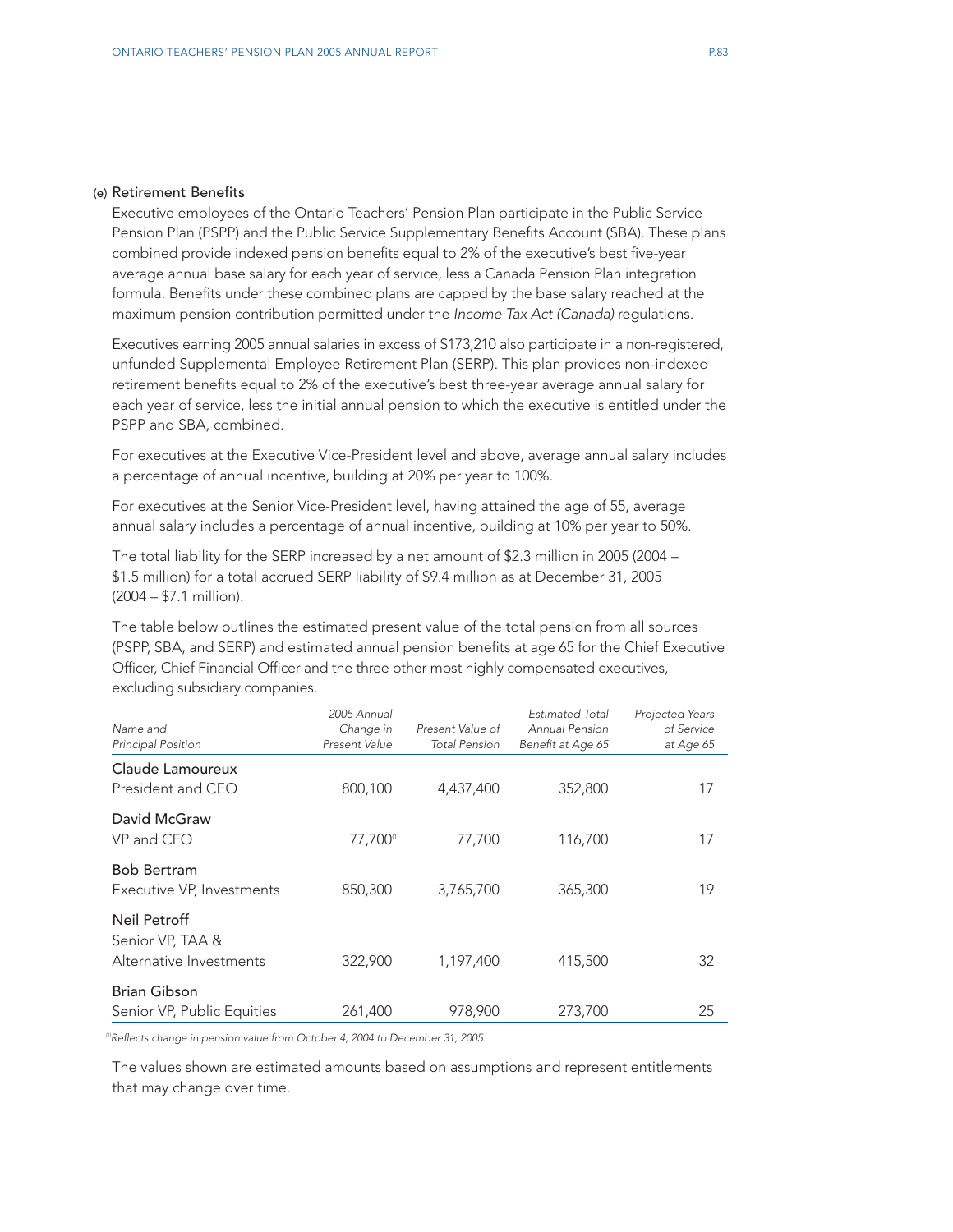### (e) Retirement Benefits

Executive employees of the Ontario Teachers' Pension Plan participate in the Public Service Pension Plan (PSPP) and the Public Service Supplementary Benefits Account (SBA). These plans combined provide indexed pension benefits equal to 2% of the executive's best five-year average annual base salary for each year of service, less a Canada Pension Plan integration formula. Benefits under these combined plans are capped by the base salary reached at the maximum pension contribution permitted under the *Income Tax Act (Canada)* regulations.

Executives earning 2005 annual salaries in excess of $173,210 also participate in a non-registered, unfunded Supplemental Employee Retirement Plan (SERP). This plan provides non-indexed retirement benefits equal to 2% of the executive's best three-year average annual salary for each year of service, less the initial annual pension to which the executive is entitled under the PSPP and SBA, combined.

For executives at the Executive Vice-President level and above, average annual salary includes a percentage of annual incentive, building at 20% per year to 100%.

For executives at the Senior Vice-President level, having attained the age of 55, average annual salary includes a percentage of annual incentive, building at 10% per year to 50%.

The total liability for the SERP increased by a net amount of $2.3 million in 2005 (2004 – $1.5 million) for a total accrued SERP liability of $9.4 million as at December 31, 2005 (2004 – $7.1 million).

The table below outlines the estimated present value of the total pension from all sources (PSPP, SBA, and SERP) and estimated annual pension benefits at age 65 for the Chief Executive Officer, Chief Financial Officer and the three other most highly compensated executives, excluding subsidiary companies.

| *Name and Principal Position* | *2005 Annual Change in Present Value* | *Present Value of Total Pension* | *Estimated Total Annual Pension Benefit at Age 65* | *Projected Years of Service at Age 65* |
|---|---|---|---|---|
| Claude Lamoureux<br>President and CEO | 800,100 | 4,437,400 | 352,800 | 17 |
| David McGraw<br>VP and CFO | 77,700[1] | 77,700 | 116,700 | 17 |
| Bob Bertram<br>Executive VP, Investments | 850,300 | 3,765,700 | 365,300 | 19 |
| Neil Petroff<br>Senior VP, TAA & Alternative Investments | 322,900 | 1,197,400 | 415,500 | 32 |
| Brian Gibson<br>Senior VP, Public Equities | 261,400 | 978,900 | 273,700 | 25 |

[1] *Reflects change in pension value from October 4, 2004 to December 31, 2005.*

The values shown are estimated amounts based on assumptions and represent entitlements that may change over time.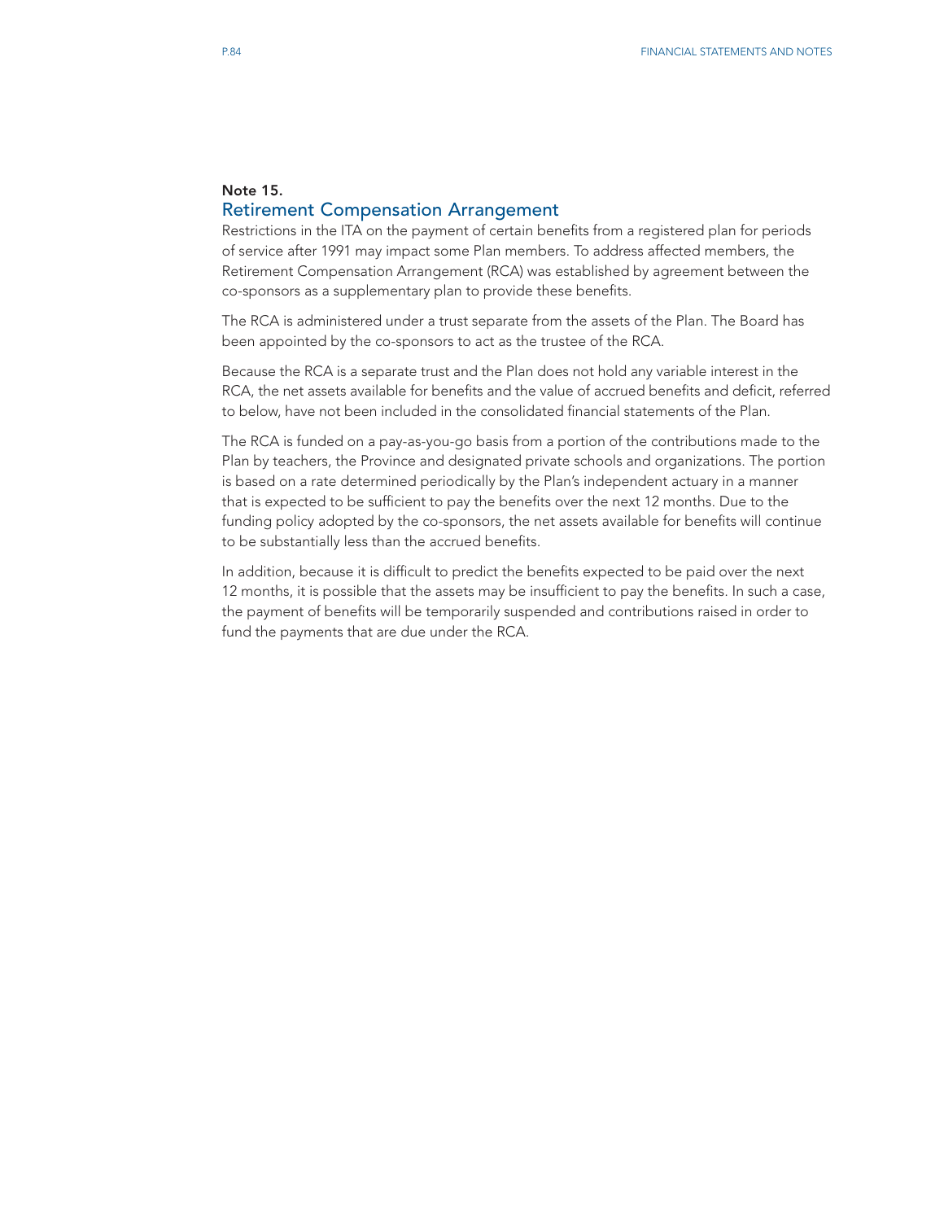## Note 15.

## Retirement Compensation Arrangement

Restrictions in the ITA on the payment of certain benefits from a registered plan for periods of service after 1991 may impact some Plan members. To address affected members, the Retirement Compensation Arrangement (RCA) was established by agreement between the co-sponsors as a supplementary plan to provide these benefits.

The RCA is administered under a trust separate from the assets of the Plan. The Board has been appointed by the co-sponsors to act as the trustee of the RCA.

Because the RCA is a separate trust and the Plan does not hold any variable interest in the RCA, the net assets available for benefits and the value of accrued benefits and deficit, referred to below, have not been included in the consolidated financial statements of the Plan.

The RCA is funded on a pay-as-you-go basis from a portion of the contributions made to the Plan by teachers, the Province and designated private schools and organizations. The portion is based on a rate determined periodically by the Plan's independent actuary in a manner that is expected to be sufficient to pay the benefits over the next 12 months. Due to the funding policy adopted by the co-sponsors, the net assets available for benefits will continue to be substantially less than the accrued benefits.

In addition, because it is difficult to predict the benefits expected to be paid over the next 12 months, it is possible that the assets may be insufficient to pay the benefits. In such a case, the payment of benefits will be temporarily suspended and contributions raised in order to fund the payments that are due under the RCA.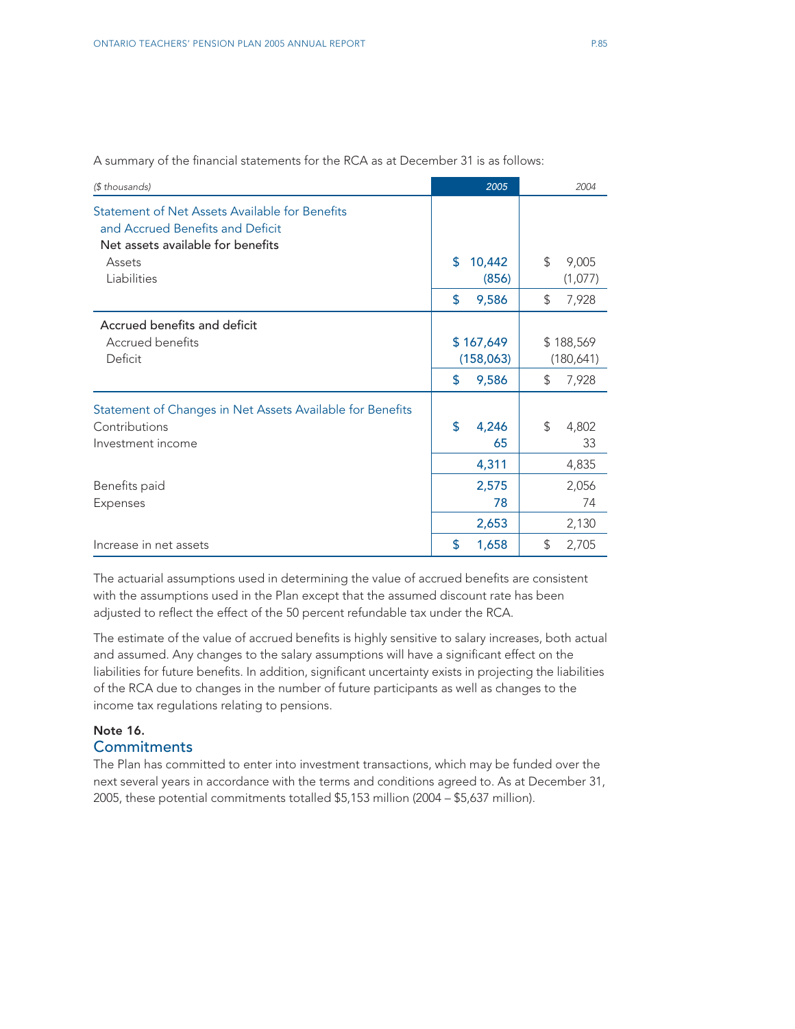A summary of the financial statements for the RCA as at December 31 is as follows:

| *($ thousands)* | *2005* | *2004* |
|---|---|---|
| **Statement of Net Assets Available for Benefits and Accrued Benefits and Deficit** | | |
| Net assets available for benefits | | |
| Assets | $ 10,442 | $ 9,005 |
| Liabilities | (856) | (1,077) |
| | $ 9,586 | $ 7,928 |
| Accrued benefits and deficit | | |
| Accrued benefits | $ 167,649 | $ 188,569 |
| Deficit | (158,063) | (180,641) |
| | $ 9,586 | $ 7,928 |
| **Statement of Changes in Net Assets Available for Benefits** | | |
| Contributions | $ 4,246 | $ 4,802 |
| Investment income | 65 | 33 |
| | 4,311 | 4,835 |
| Benefits paid | 2,575 | 2,056 |
| Expenses | 78 | 74 |
| | 2,653 | 2,130 |
| Increase in net assets | $ 1,658 | $ 2,705 |

The actuarial assumptions used in determining the value of accrued benefits are consistent with the assumptions used in the Plan except that the assumed discount rate has been adjusted to reflect the effect of the 50 percent refundable tax under the RCA.

The estimate of the value of accrued benefits is highly sensitive to salary increases, both actual and assumed. Any changes to the salary assumptions will have a significant effect on the liabilities for future benefits. In addition, significant uncertainty exists in projecting the liabilities of the RCA due to changes in the number of future participants as well as changes to the income tax regulations relating to pensions.

**Note 16.**

## Commitments

The Plan has committed to enter into investment transactions, which may be funded over the next several years in accordance with the terms and conditions agreed to. As at December 31, 2005, these potential commitments totalled $5,153 million (2004 – $5,637 million).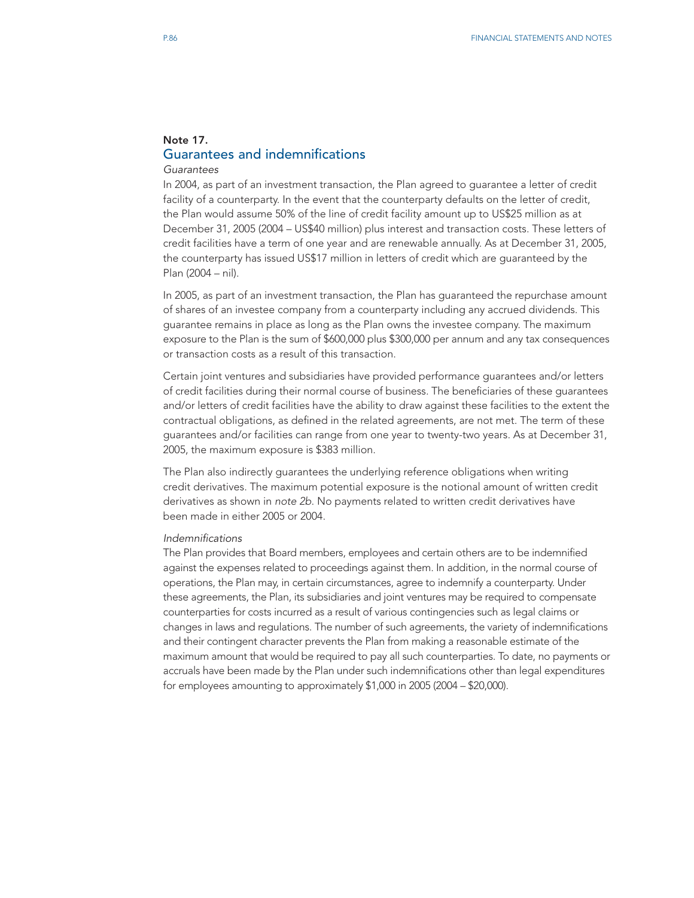## Note 17.
## Guarantees and indemnifications

*Guarantees*

In 2004, as part of an investment transaction, the Plan agreed to guarantee a letter of credit facility of a counterparty. In the event that the counterparty defaults on the letter of credit, the Plan would assume 50% of the line of credit facility amount up to US$25 million as at December 31, 2005 (2004 – US$40 million) plus interest and transaction costs. These letters of credit facilities have a term of one year and are renewable annually. As at December 31, 2005, the counterparty has issued US$17 million in letters of credit which are guaranteed by the Plan (2004 – nil).

In 2005, as part of an investment transaction, the Plan has guaranteed the repurchase amount of shares of an investee company from a counterparty including any accrued dividends. This guarantee remains in place as long as the Plan owns the investee company. The maximum exposure to the Plan is the sum of $600,000 plus $300,000 per annum and any tax consequences or transaction costs as a result of this transaction.

Certain joint ventures and subsidiaries have provided performance guarantees and/or letters of credit facilities during their normal course of business. The beneficiaries of these guarantees and/or letters of credit facilities have the ability to draw against these facilities to the extent the contractual obligations, as defined in the related agreements, are not met. The term of these guarantees and/or facilities can range from one year to twenty-two years. As at December 31, 2005, the maximum exposure is $383 million.

The Plan also indirectly guarantees the underlying reference obligations when writing credit derivatives. The maximum potential exposure is the notional amount of written credit derivatives as shown in *note 2b*. No payments related to written credit derivatives have been made in either 2005 or 2004.

*Indemnifications*

The Plan provides that Board members, employees and certain others are to be indemnified against the expenses related to proceedings against them. In addition, in the normal course of operations, the Plan may, in certain circumstances, agree to indemnify a counterparty. Under these agreements, the Plan, its subsidiaries and joint ventures may be required to compensate counterparties for costs incurred as a result of various contingencies such as legal claims or changes in laws and regulations. The number of such agreements, the variety of indemnifications and their contingent character prevents the Plan from making a reasonable estimate of the maximum amount that would be required to pay all such counterparties. To date, no payments or accruals have been made by the Plan under such indemnifications other than legal expenditures for employees amounting to approximately $1,000 in 2005 (2004 – $20,000).